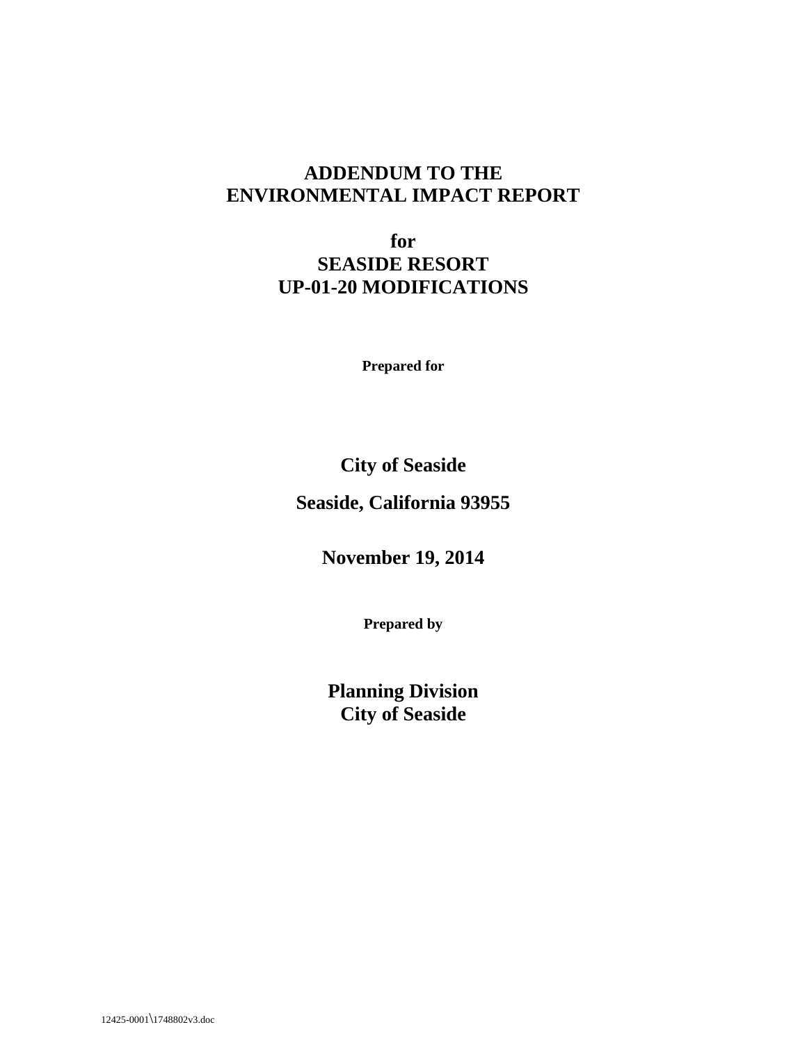# ADDENDUM TO THE ENVIRONMENTAL IMPACT REPORT

## for SEASIDE RESORT UP-01-20 MODIFICATIONS

**Prepared for**

**City of Seaside**

**Seaside, California 93955**

**November 19, 2014**

**Prepared by**

**Planning Division**
**City of Seaside**

12425-0001\1748802v3.doc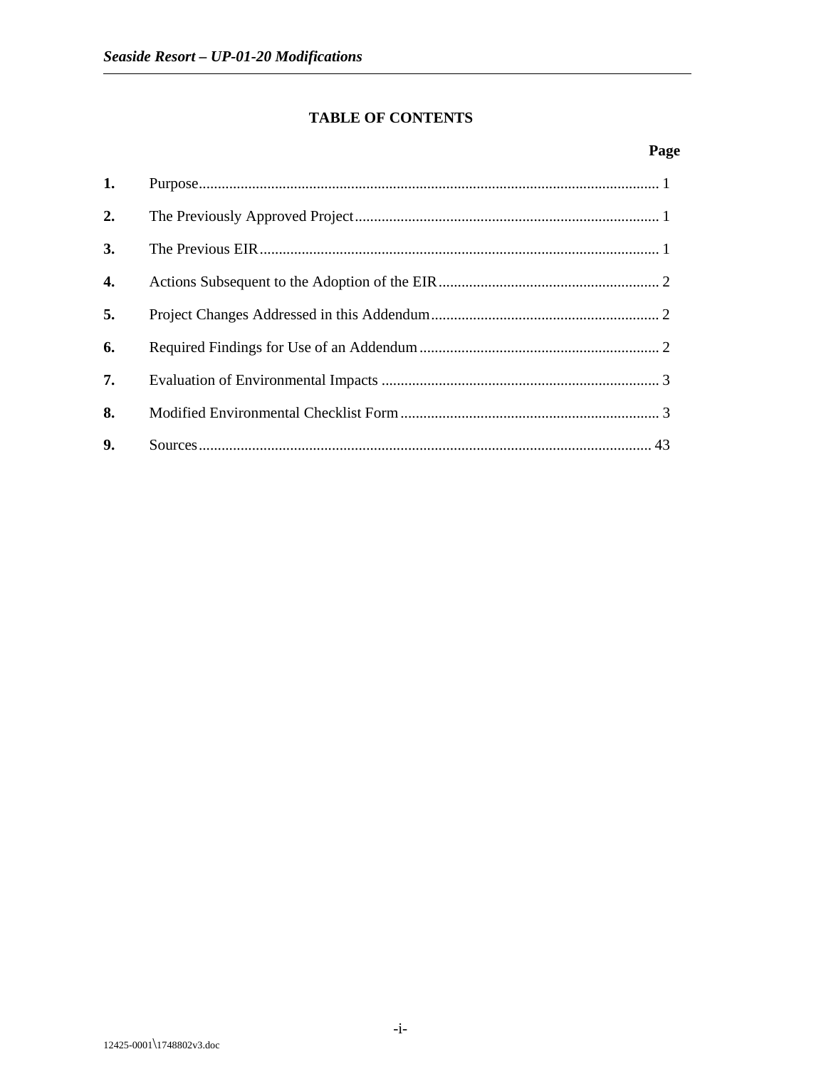# TABLE OF CONTENTS

| | | Page |
|---|---|---|
| **1.** | Purpose | 1 |
| **2.** | The Previously Approved Project | 1 |
| **3.** | The Previous EIR | 1 |
| **4.** | Actions Subsequent to the Adoption of the EIR | 2 |
| **5.** | Project Changes Addressed in this Addendum | 2 |
| **6.** | Required Findings for Use of an Addendum | 2 |
| **7.** | Evaluation of Environmental Impacts | 3 |
| **8.** | Modified Environmental Checklist Form | 3 |
| **9.** | Sources | 43 |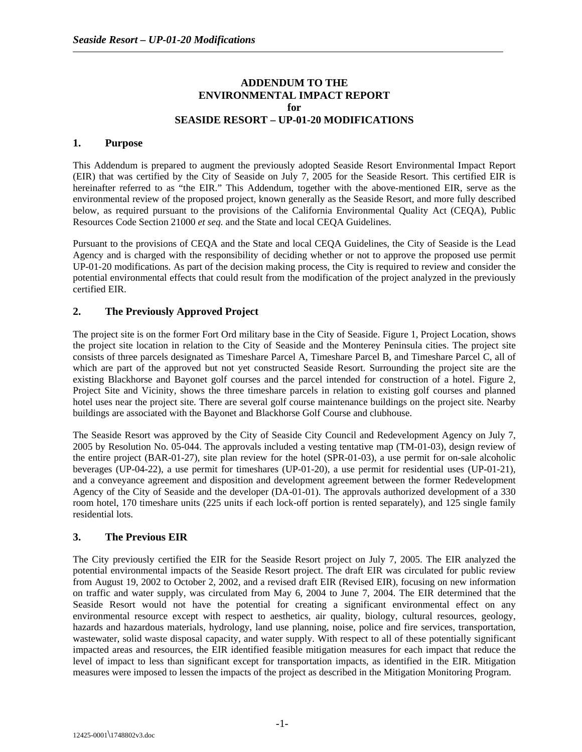# ADDENDUM TO THE ENVIRONMENTAL IMPACT REPORT for SEASIDE RESORT – UP-01-20 MODIFICATIONS

## 1. Purpose

This Addendum is prepared to augment the previously adopted Seaside Resort Environmental Impact Report (EIR) that was certified by the City of Seaside on July 7, 2005 for the Seaside Resort. This certified EIR is hereinafter referred to as "the EIR." This Addendum, together with the above-mentioned EIR, serve as the environmental review of the proposed project, known generally as the Seaside Resort, and more fully described below, as required pursuant to the provisions of the California Environmental Quality Act (CEQA), Public Resources Code Section 21000 *et seq.* and the State and local CEQA Guidelines.

Pursuant to the provisions of CEQA and the State and local CEQA Guidelines, the City of Seaside is the Lead Agency and is charged with the responsibility of deciding whether or not to approve the proposed use permit UP-01-20 modifications. As part of the decision making process, the City is required to review and consider the potential environmental effects that could result from the modification of the project analyzed in the previously certified EIR.

## 2. The Previously Approved Project

The project site is on the former Fort Ord military base in the City of Seaside. Figure 1, Project Location, shows the project site location in relation to the City of Seaside and the Monterey Peninsula cities. The project site consists of three parcels designated as Timeshare Parcel A, Timeshare Parcel B, and Timeshare Parcel C, all of which are part of the approved but not yet constructed Seaside Resort. Surrounding the project site are the existing Blackhorse and Bayonet golf courses and the parcel intended for construction of a hotel. Figure 2, Project Site and Vicinity, shows the three timeshare parcels in relation to existing golf courses and planned hotel uses near the project site. There are several golf course maintenance buildings on the project site. Nearby buildings are associated with the Bayonet and Blackhorse Golf Course and clubhouse.

The Seaside Resort was approved by the City of Seaside City Council and Redevelopment Agency on July 7, 2005 by Resolution No. 05-044. The approvals included a vesting tentative map (TM-01-03), design review of the entire project (BAR-01-27), site plan review for the hotel (SPR-01-03), a use permit for on-sale alcoholic beverages (UP-04-22), a use permit for timeshares (UP-01-20), a use permit for residential uses (UP-01-21), and a conveyance agreement and disposition and development agreement between the former Redevelopment Agency of the City of Seaside and the developer (DA-01-01). The approvals authorized development of a 330 room hotel, 170 timeshare units (225 units if each lock-off portion is rented separately), and 125 single family residential lots.

## 3. The Previous EIR

The City previously certified the EIR for the Seaside Resort project on July 7, 2005. The EIR analyzed the potential environmental impacts of the Seaside Resort project. The draft EIR was circulated for public review from August 19, 2002 to October 2, 2002, and a revised draft EIR (Revised EIR), focusing on new information on traffic and water supply, was circulated from May 6, 2004 to June 7, 2004. The EIR determined that the Seaside Resort would not have the potential for creating a significant environmental effect on any environmental resource except with respect to aesthetics, air quality, biology, cultural resources, geology, hazards and hazardous materials, hydrology, land use planning, noise, police and fire services, transportation, wastewater, solid waste disposal capacity, and water supply. With respect to all of these potentially significant impacted areas and resources, the EIR identified feasible mitigation measures for each impact that reduce the level of impact to less than significant except for transportation impacts, as identified in the EIR. Mitigation measures were imposed to lessen the impacts of the project as described in the Mitigation Monitoring Program.

12425-0001\1748802v3.doc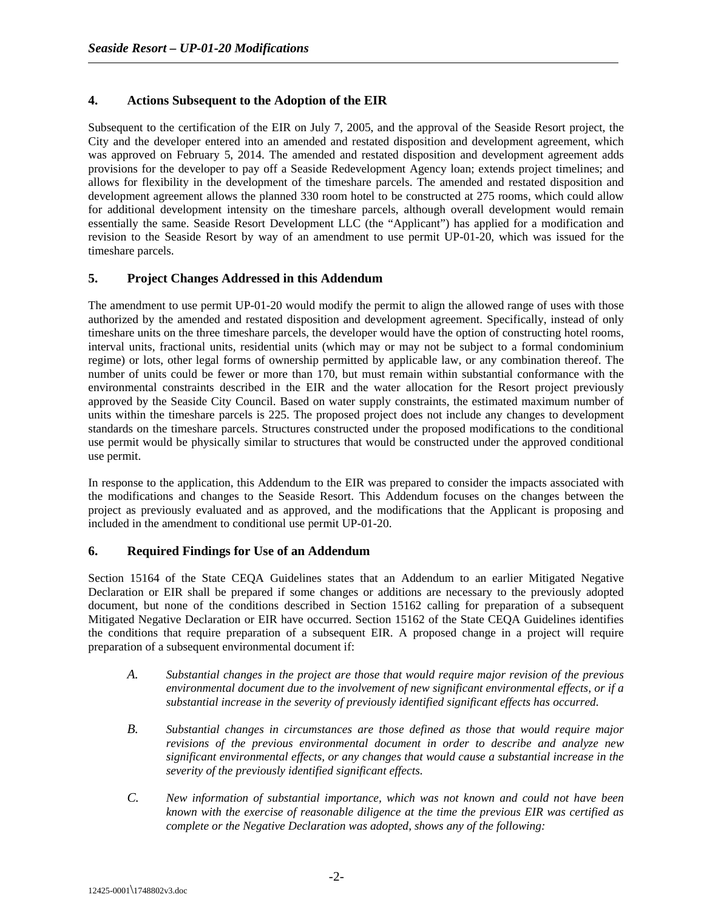## 4. Actions Subsequent to the Adoption of the EIR

Subsequent to the certification of the EIR on July 7, 2005, and the approval of the Seaside Resort project, the City and the developer entered into an amended and restated disposition and development agreement, which was approved on February 5, 2014. The amended and restated disposition and development agreement adds provisions for the developer to pay off a Seaside Redevelopment Agency loan; extends project timelines; and allows for flexibility in the development of the timeshare parcels. The amended and restated disposition and development agreement allows the planned 330 room hotel to be constructed at 275 rooms, which could allow for additional development intensity on the timeshare parcels, although overall development would remain essentially the same. Seaside Resort Development LLC (the "Applicant") has applied for a modification and revision to the Seaside Resort by way of an amendment to use permit UP-01-20, which was issued for the timeshare parcels.

## 5. Project Changes Addressed in this Addendum

The amendment to use permit UP-01-20 would modify the permit to align the allowed range of uses with those authorized by the amended and restated disposition and development agreement. Specifically, instead of only timeshare units on the three timeshare parcels, the developer would have the option of constructing hotel rooms, interval units, fractional units, residential units (which may or may not be subject to a formal condominium regime) or lots, other legal forms of ownership permitted by applicable law, or any combination thereof. The number of units could be fewer or more than 170, but must remain within substantial conformance with the environmental constraints described in the EIR and the water allocation for the Resort project previously approved by the Seaside City Council. Based on water supply constraints, the estimated maximum number of units within the timeshare parcels is 225. The proposed project does not include any changes to development standards on the timeshare parcels. Structures constructed under the proposed modifications to the conditional use permit would be physically similar to structures that would be constructed under the approved conditional use permit.

In response to the application, this Addendum to the EIR was prepared to consider the impacts associated with the modifications and changes to the Seaside Resort. This Addendum focuses on the changes between the project as previously evaluated and as approved, and the modifications that the Applicant is proposing and included in the amendment to conditional use permit UP-01-20.

## 6. Required Findings for Use of an Addendum

Section 15164 of the State CEQA Guidelines states that an Addendum to an earlier Mitigated Negative Declaration or EIR shall be prepared if some changes or additions are necessary to the previously adopted document, but none of the conditions described in Section 15162 calling for preparation of a subsequent Mitigated Negative Declaration or EIR have occurred. Section 15162 of the State CEQA Guidelines identifies the conditions that require preparation of a subsequent EIR. A proposed change in a project will require preparation of a subsequent environmental document if:

*A. Substantial changes in the project are those that would require major revision of the previous environmental document due to the involvement of new significant environmental effects, or if a substantial increase in the severity of previously identified significant effects has occurred.*

*B. Substantial changes in circumstances are those defined as those that would require major revisions of the previous environmental document in order to describe and analyze new significant environmental effects, or any changes that would cause a substantial increase in the severity of the previously identified significant effects.*

*C. New information of substantial importance, which was not known and could not have been known with the exercise of reasonable diligence at the time the previous EIR was certified as complete or the Negative Declaration was adopted, shows any of the following:*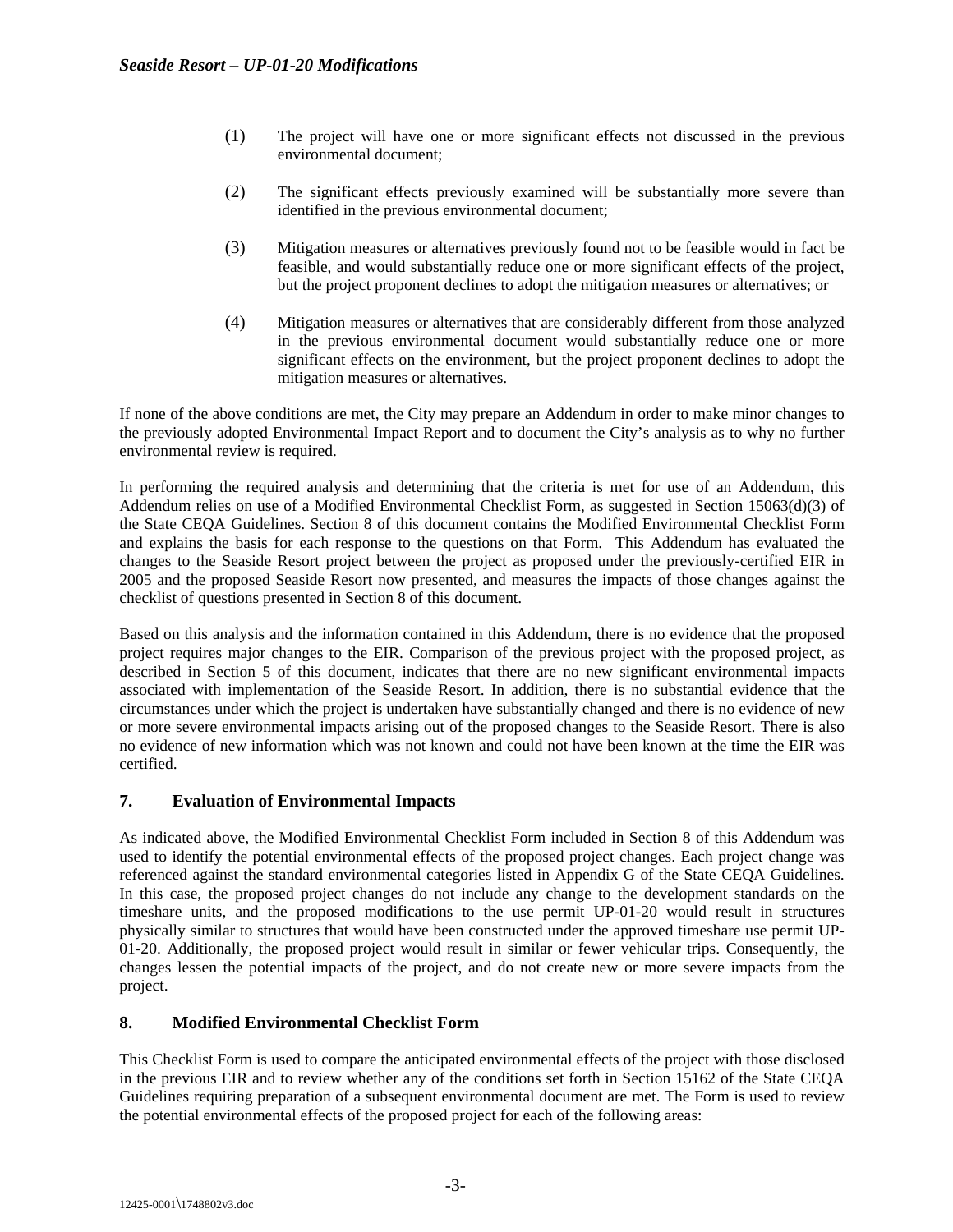(1) The project will have one or more significant effects not discussed in the previous environmental document;

(2) The significant effects previously examined will be substantially more severe than identified in the previous environmental document;

(3) Mitigation measures or alternatives previously found not to be feasible would in fact be feasible, and would substantially reduce one or more significant effects of the project, but the project proponent declines to adopt the mitigation measures or alternatives; or

(4) Mitigation measures or alternatives that are considerably different from those analyzed in the previous environmental document would substantially reduce one or more significant effects on the environment, but the project proponent declines to adopt the mitigation measures or alternatives.

If none of the above conditions are met, the City may prepare an Addendum in order to make minor changes to the previously adopted Environmental Impact Report and to document the City's analysis as to why no further environmental review is required.

In performing the required analysis and determining that the criteria is met for use of an Addendum, this Addendum relies on use of a Modified Environmental Checklist Form, as suggested in Section 15063(d)(3) of the State CEQA Guidelines. Section 8 of this document contains the Modified Environmental Checklist Form and explains the basis for each response to the questions on that Form. This Addendum has evaluated the changes to the Seaside Resort project between the project as proposed under the previously-certified EIR in 2005 and the proposed Seaside Resort now presented, and measures the impacts of those changes against the checklist of questions presented in Section 8 of this document.

Based on this analysis and the information contained in this Addendum, there is no evidence that the proposed project requires major changes to the EIR. Comparison of the previous project with the proposed project, as described in Section 5 of this document, indicates that there are no new significant environmental impacts associated with implementation of the Seaside Resort. In addition, there is no substantial evidence that the circumstances under which the project is undertaken have substantially changed and there is no evidence of new or more severe environmental impacts arising out of the proposed changes to the Seaside Resort. There is also no evidence of new information which was not known and could not have been known at the time the EIR was certified.

## 7. Evaluation of Environmental Impacts

As indicated above, the Modified Environmental Checklist Form included in Section 8 of this Addendum was used to identify the potential environmental effects of the proposed project changes. Each project change was referenced against the standard environmental categories listed in Appendix G of the State CEQA Guidelines. In this case, the proposed project changes do not include any change to the development standards on the timeshare units, and the proposed modifications to the use permit UP-01-20 would result in structures physically similar to structures that would have been constructed under the approved timeshare use permit UP-01-20. Additionally, the proposed project would result in similar or fewer vehicular trips. Consequently, the changes lessen the potential impacts of the project, and do not create new or more severe impacts from the project.

## 8. Modified Environmental Checklist Form

This Checklist Form is used to compare the anticipated environmental effects of the project with those disclosed in the previous EIR and to review whether any of the conditions set forth in Section 15162 of the State CEQA Guidelines requiring preparation of a subsequent environmental document are met. The Form is used to review the potential environmental effects of the proposed project for each of the following areas: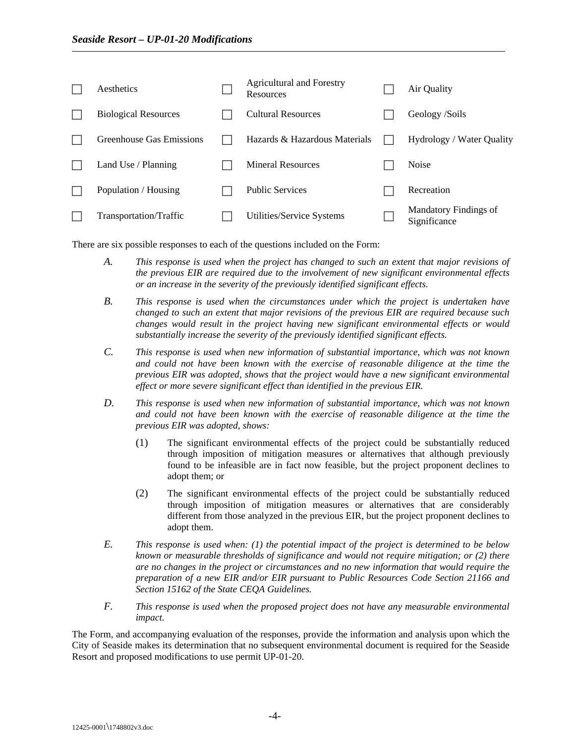| | | | | | |
|---|---|---|---|---|---|
| ☐ | Aesthetics | ☐ | Agricultural and Forestry Resources | ☐ | Air Quality |
| ☐ | Biological Resources | ☐ | Cultural Resources | ☐ | Geology /Soils |
| ☐ | Greenhouse Gas Emissions | ☐ | Hazards & Hazardous Materials | ☐ | Hydrology / Water Quality |
| ☐ | Land Use / Planning | ☐ | Mineral Resources | ☐ | Noise |
| ☐ | Population / Housing | ☐ | Public Services | ☐ | Recreation |
| ☐ | Transportation/Traffic | ☐ | Utilities/Service Systems | ☐ | Mandatory Findings of Significance |

There are six possible responses to each of the questions included on the Form:

*A.* *This response is used when the project has changed to such an extent that major revisions of the previous EIR are required due to the involvement of new significant environmental effects or an increase in the severity of the previously identified significant effects.*

*B.* *This response is used when the circumstances under which the project is undertaken have changed to such an extent that major revisions of the previous EIR are required because such changes would result in the project having new significant environmental effects or would substantially increase the severity of the previously identified significant effects.*

*C.* *This response is used when new information of substantial importance, which was not known and could not have been known with the exercise of reasonable diligence at the time the previous EIR was adopted, shows that the project would have a new significant environmental effect or more severe significant effect than identified in the previous EIR.*

*D.* *This response is used when new information of substantial importance, which was not known and could not have been known with the exercise of reasonable diligence at the time the previous EIR was adopted, shows:*

(1) The significant environmental effects of the project could be substantially reduced through imposition of mitigation measures or alternatives that although previously found to be infeasible are in fact now feasible, but the project proponent declines to adopt them; or

(2) The significant environmental effects of the project could be substantially reduced through imposition of mitigation measures or alternatives that are considerably different from those analyzed in the previous EIR, but the project proponent declines to adopt them.

*E.* *This response is used when: (1) the potential impact of the project is determined to be below known or measurable thresholds of significance and would not require mitigation; or (2) there are no changes in the project or circumstances and no new information that would require the preparation of a new EIR and/or EIR pursuant to Public Resources Code Section 21166 and Section 15162 of the State CEQA Guidelines.*

*F.* *This response is used when the proposed project does not have any measurable environmental impact.*

The Form, and accompanying evaluation of the responses, provide the information and analysis upon which the City of Seaside makes its determination that no subsequent environmental document is required for the Seaside Resort and proposed modifications to use permit UP-01-20.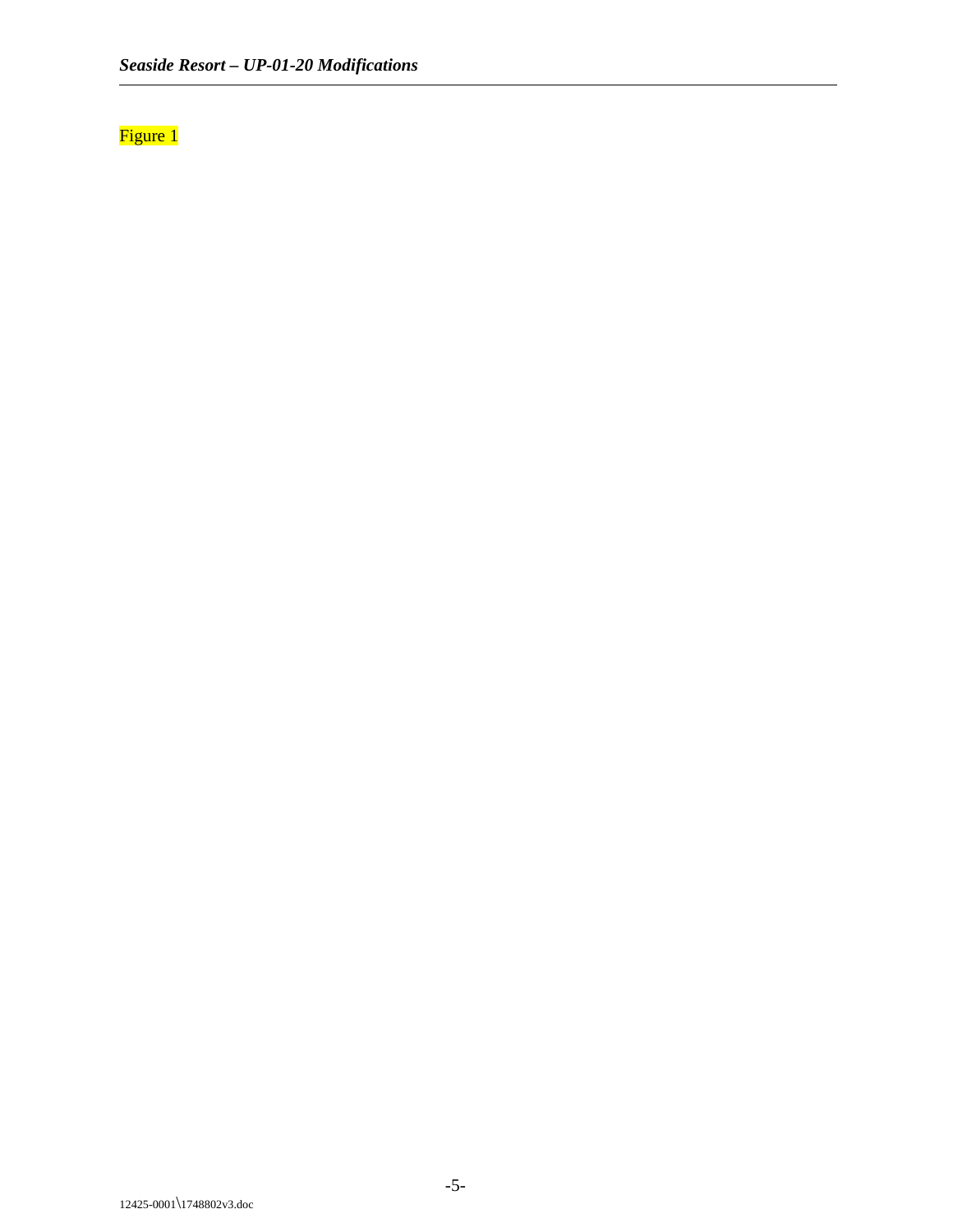Figure 1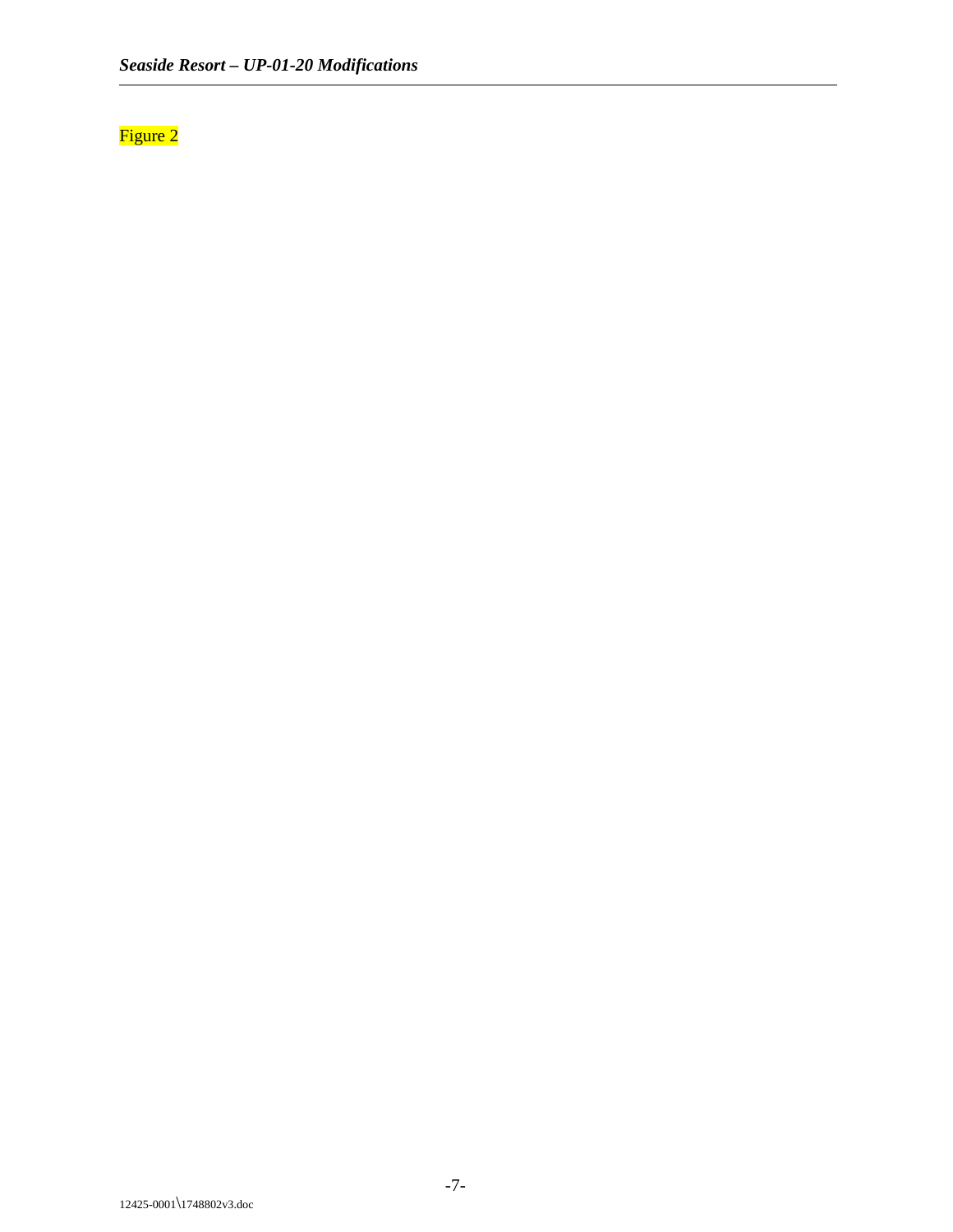Figure 2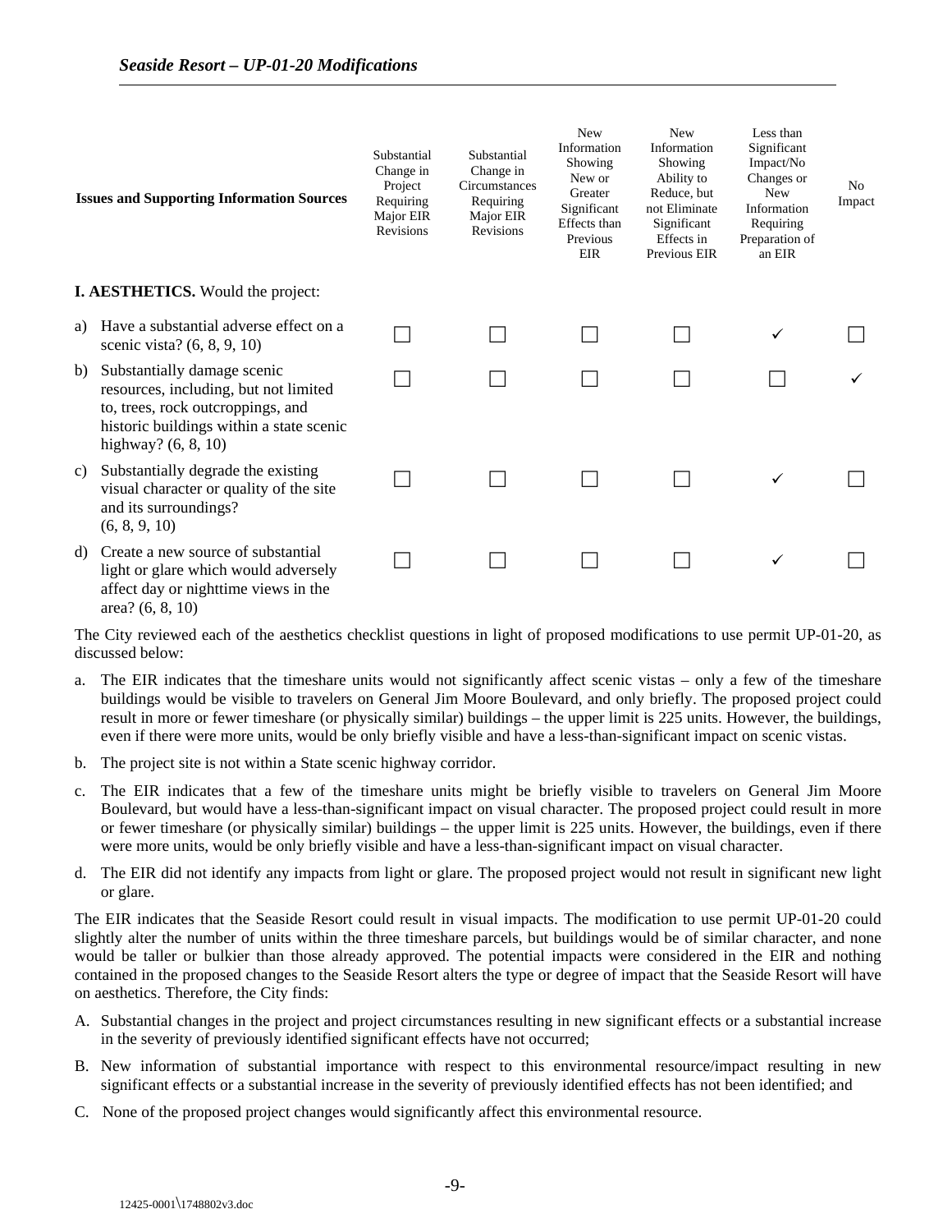| Issues and Supporting Information Sources | Substantial Change in Project Requiring Major EIR Revisions | Substantial Change in Circumstances Requiring Major EIR Revisions | New Information Showing New or Greater Significant Effects than Previous EIR | New Information Showing Ability to Reduce, but not Eliminate Significant Effects in Previous EIR | Less than Significant Impact/No Changes or New Information Requiring Preparation of an EIR | No Impact |
|---|---|---|---|---|---|---|
| **I. AESTHETICS.** Would the project: | | | | | | |
| a) Have a substantial adverse effect on a scenic vista? (6, 8, 9, 10) | ☐ | ☐ | ☐ | ☐ | ✓ | ☐ |
| b) Substantially damage scenic resources, including, but not limited to, trees, rock outcroppings, and historic buildings within a state scenic highway? (6, 8, 10) | ☐ | ☐ | ☐ | ☐ | ☐ | ✓ |
| c) Substantially degrade the existing visual character or quality of the site and its surroundings? (6, 8, 9, 10) | ☐ | ☐ | ☐ | ☐ | ✓ | ☐ |
| d) Create a new source of substantial light or glare which would adversely affect day or nighttime views in the area? (6, 8, 10) | ☐ | ☐ | ☐ | ☐ | ✓ | ☐ |

The City reviewed each of the aesthetics checklist questions in light of proposed modifications to use permit UP-01-20, as discussed below:

a. The EIR indicates that the timeshare units would not significantly affect scenic vistas – only a few of the timeshare buildings would be visible to travelers on General Jim Moore Boulevard, and only briefly. The proposed project could result in more or fewer timeshare (or physically similar) buildings – the upper limit is 225 units. However, the buildings, even if there were more units, would be only briefly visible and have a less-than-significant impact on scenic vistas.

b. The project site is not within a State scenic highway corridor.

c. The EIR indicates that a few of the timeshare units might be briefly visible to travelers on General Jim Moore Boulevard, but would have a less-than-significant impact on visual character. The proposed project could result in more or fewer timeshare (or physically similar) buildings – the upper limit is 225 units. However, the buildings, even if there were more units, would be only briefly visible and have a less-than-significant impact on visual character.

d. The EIR did not identify any impacts from light or glare. The proposed project would not result in significant new light or glare.

The EIR indicates that the Seaside Resort could result in visual impacts. The modification to use permit UP-01-20 could slightly alter the number of units within the three timeshare parcels, but buildings would be of similar character, and none would be taller or bulkier than those already approved. The potential impacts were considered in the EIR and nothing contained in the proposed changes to the Seaside Resort alters the type or degree of impact that the Seaside Resort will have on aesthetics. Therefore, the City finds:

A. Substantial changes in the project and project circumstances resulting in new significant effects or a substantial increase in the severity of previously identified significant effects have not occurred;

B. New information of substantial importance with respect to this environmental resource/impact resulting in new significant effects or a substantial increase in the severity of previously identified effects has not been identified; and

C. None of the proposed project changes would significantly affect this environmental resource.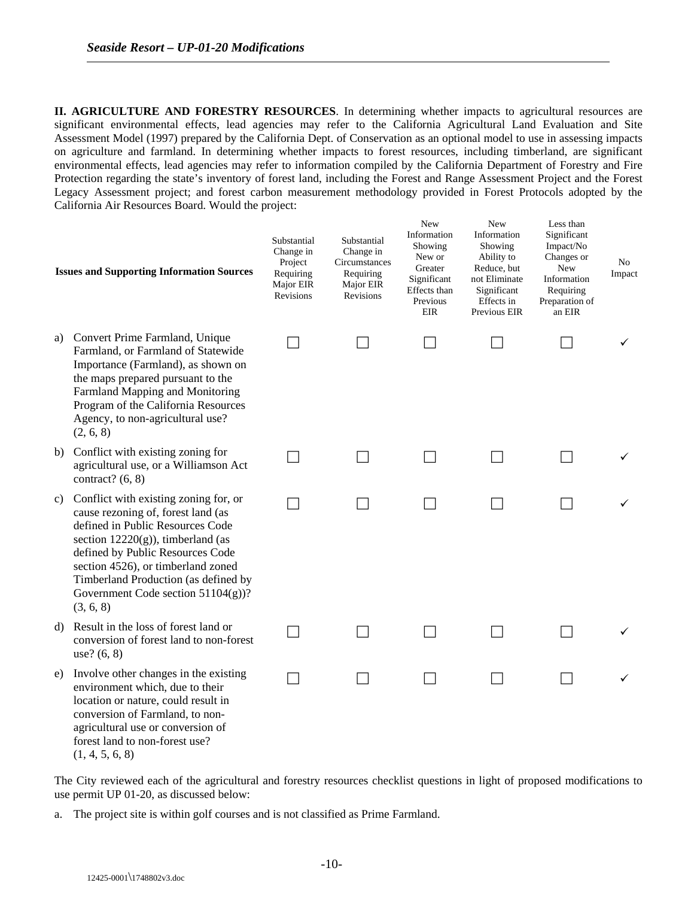**II. AGRICULTURE AND FORESTRY RESOURCES**. In determining whether impacts to agricultural resources are significant environmental effects, lead agencies may refer to the California Agricultural Land Evaluation and Site Assessment Model (1997) prepared by the California Dept. of Conservation as an optional model to use in assessing impacts on agriculture and farmland. In determining whether impacts to forest resources, including timberland, are significant environmental effects, lead agencies may refer to information compiled by the California Department of Forestry and Fire Protection regarding the state's inventory of forest land, including the Forest and Range Assessment Project and the Forest Legacy Assessment project; and forest carbon measurement methodology provided in Forest Protocols adopted by the California Air Resources Board. Would the project:

| Issues and Supporting Information Sources | Substantial Change in Project Requiring Major EIR Revisions | Substantial Change in Circumstances Requiring Major EIR Revisions | New Information Showing New or Greater Significant Effects than Previous EIR | New Information Showing Ability to Reduce, but not Eliminate Significant Effects in Previous EIR | Less than Significant Impact/No Changes or New Information Requiring Preparation of an EIR | No Impact |
|---|---|---|---|---|---|---|
| a) Convert Prime Farmland, Unique Farmland, or Farmland of Statewide Importance (Farmland), as shown on the maps prepared pursuant to the Farmland Mapping and Monitoring Program of the California Resources Agency, to non-agricultural use? (2, 6, 8) | ☐ | ☐ | ☐ | ☐ | ☐ | ✓ |
| b) Conflict with existing zoning for agricultural use, or a Williamson Act contract? (6, 8) | ☐ | ☐ | ☐ | ☐ | ☐ | ✓ |
| c) Conflict with existing zoning for, or cause rezoning of, forest land (as defined in Public Resources Code section 12220(g)), timberland (as defined by Public Resources Code section 4526), or timberland zoned Timberland Production (as defined by Government Code section 51104(g))? (3, 6, 8) | ☐ | ☐ | ☐ | ☐ | ☐ | ✓ |
| d) Result in the loss of forest land or conversion of forest land to non-forest use? (6, 8) | ☐ | ☐ | ☐ | ☐ | ☐ | ✓ |
| e) Involve other changes in the existing environment which, due to their location or nature, could result in conversion of Farmland, to non-agricultural use or conversion of forest land to non-forest use? (1, 4, 5, 6, 8) | ☐ | ☐ | ☐ | ☐ | ☐ | ✓ |

The City reviewed each of the agricultural and forestry resources checklist questions in light of proposed modifications to use permit UP 01-20, as discussed below:

a. The project site is within golf courses and is not classified as Prime Farmland.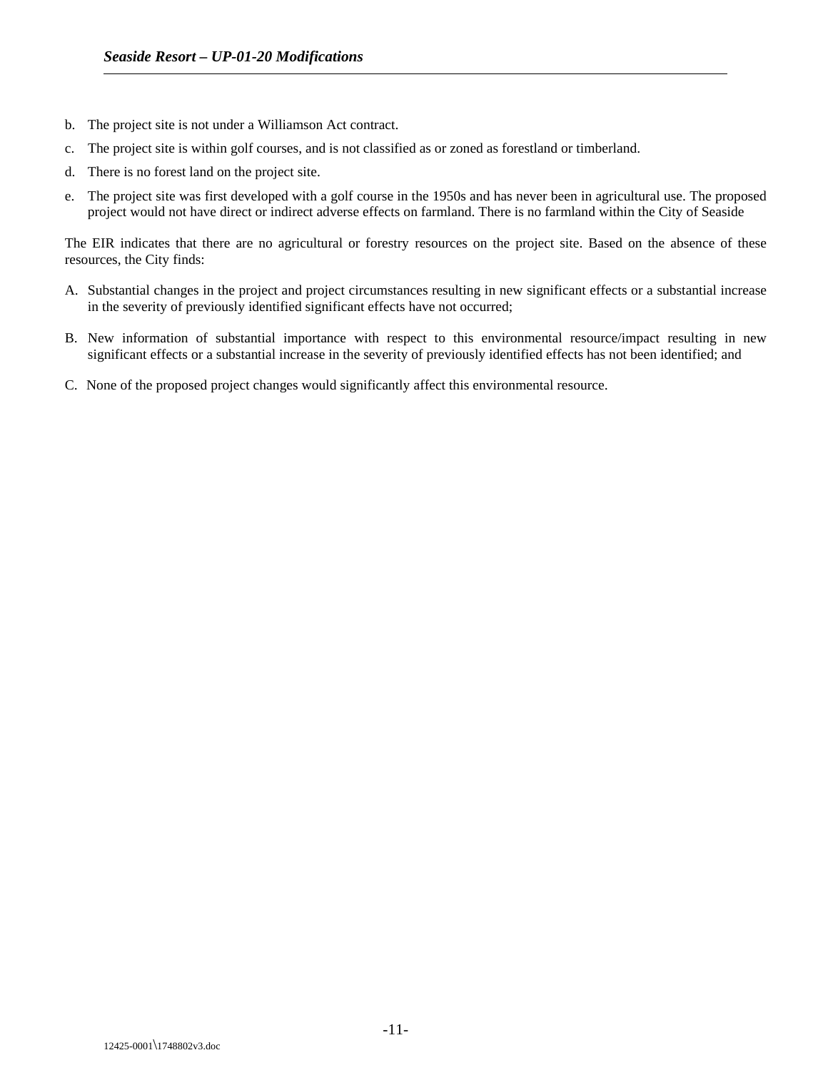b. The project site is not under a Williamson Act contract.

c. The project site is within golf courses, and is not classified as or zoned as forestland or timberland.

d. There is no forest land on the project site.

e. The project site was first developed with a golf course in the 1950s and has never been in agricultural use. The proposed project would not have direct or indirect adverse effects on farmland. There is no farmland within the City of Seaside

The EIR indicates that there are no agricultural or forestry resources on the project site. Based on the absence of these resources, the City finds:

A. Substantial changes in the project and project circumstances resulting in new significant effects or a substantial increase in the severity of previously identified significant effects have not occurred;

B. New information of substantial importance with respect to this environmental resource/impact resulting in new significant effects or a substantial increase in the severity of previously identified effects has not been identified; and

C. None of the proposed project changes would significantly affect this environmental resource.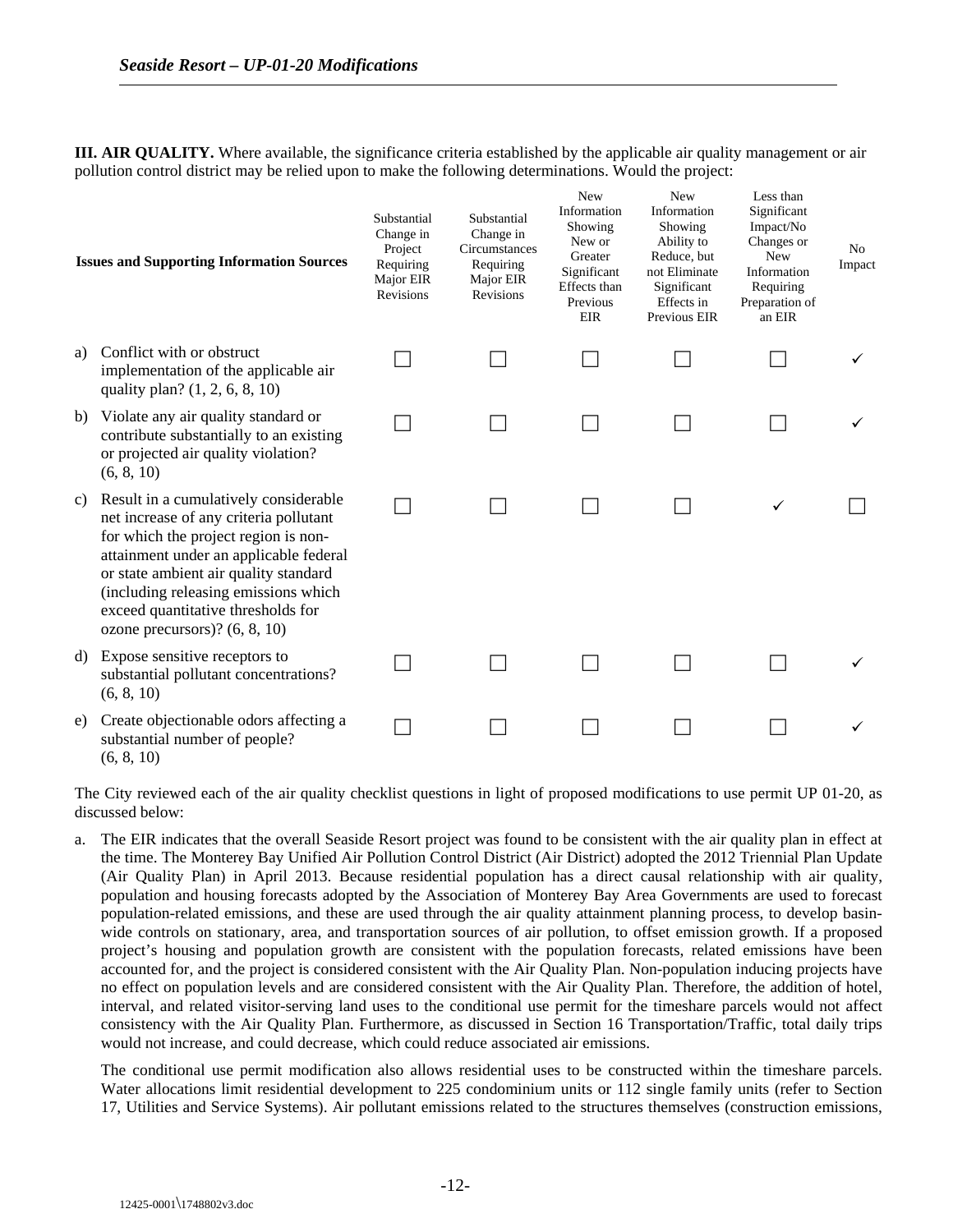**III. AIR QUALITY.** Where available, the significance criteria established by the applicable air quality management or air pollution control district may be relied upon to make the following determinations. Would the project:

| Issues and Supporting Information Sources | Substantial Change in Project Requiring Major EIR Revisions | Substantial Change in Circumstances Requiring Major EIR Revisions | New Information Showing New or Greater Significant Effects than Previous EIR | New Information Showing Ability to Reduce, but not Eliminate Significant Effects in Previous EIR | Less than Significant Impact/No Changes or New Information Requiring Preparation of an EIR | No Impact |
|---|---|---|---|---|---|---|
| a) Conflict with or obstruct implementation of the applicable air quality plan? (1, 2, 6, 8, 10) | ☐ | ☐ | ☐ | ☐ | ☐ | ✓ |
| b) Violate any air quality standard or contribute substantially to an existing or projected air quality violation? (6, 8, 10) | ☐ | ☐ | ☐ | ☐ | ☐ | ✓ |
| c) Result in a cumulatively considerable net increase of any criteria pollutant for which the project region is non-attainment under an applicable federal or state ambient air quality standard (including releasing emissions which exceed quantitative thresholds for ozone precursors)? (6, 8, 10) | ☐ | ☐ | ☐ | ☐ | ✓ | ☐ |
| d) Expose sensitive receptors to substantial pollutant concentrations? (6, 8, 10) | ☐ | ☐ | ☐ | ☐ | ☐ | ✓ |
| e) Create objectionable odors affecting a substantial number of people? (6, 8, 10) | ☐ | ☐ | ☐ | ☐ | ☐ | ✓ |

The City reviewed each of the air quality checklist questions in light of proposed modifications to use permit UP 01-20, as discussed below:

a. The EIR indicates that the overall Seaside Resort project was found to be consistent with the air quality plan in effect at the time. The Monterey Bay Unified Air Pollution Control District (Air District) adopted the 2012 Triennial Plan Update (Air Quality Plan) in April 2013. Because residential population has a direct causal relationship with air quality, population and housing forecasts adopted by the Association of Monterey Bay Area Governments are used to forecast population-related emissions, and these are used through the air quality attainment planning process, to develop basin-wide controls on stationary, area, and transportation sources of air pollution, to offset emission growth. If a proposed project's housing and population growth are consistent with the population forecasts, related emissions have been accounted for, and the project is considered consistent with the Air Quality Plan. Non-population inducing projects have no effect on population levels and are considered consistent with the Air Quality Plan. Therefore, the addition of hotel, interval, and related visitor-serving land uses to the conditional use permit for the timeshare parcels would not affect consistency with the Air Quality Plan. Furthermore, as discussed in Section 16 Transportation/Traffic, total daily trips would not increase, and could decrease, which could reduce associated air emissions.

   The conditional use permit modification also allows residential uses to be constructed within the timeshare parcels. Water allocations limit residential development to 225 condominium units or 112 single family units (refer to Section 17, Utilities and Service Systems). Air pollutant emissions related to the structures themselves (construction emissions,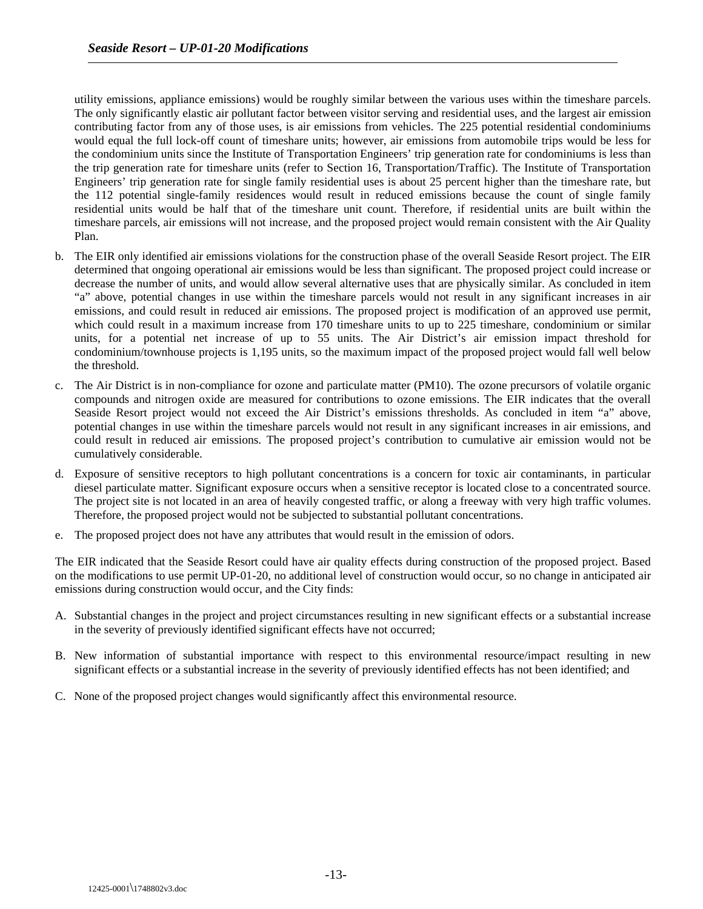utility emissions, appliance emissions) would be roughly similar between the various uses within the timeshare parcels. The only significantly elastic air pollutant factor between visitor serving and residential uses, and the largest air emission contributing factor from any of those uses, is air emissions from vehicles. The 225 potential residential condominiums would equal the full lock-off count of timeshare units; however, air emissions from automobile trips would be less for the condominium units since the Institute of Transportation Engineers' trip generation rate for condominiums is less than the trip generation rate for timeshare units (refer to Section 16, Transportation/Traffic). The Institute of Transportation Engineers' trip generation rate for single family residential uses is about 25 percent higher than the timeshare rate, but the 112 potential single-family residences would result in reduced emissions because the count of single family residential units would be half that of the timeshare unit count. Therefore, if residential units are built within the timeshare parcels, air emissions will not increase, and the proposed project would remain consistent with the Air Quality Plan.

b. The EIR only identified air emissions violations for the construction phase of the overall Seaside Resort project. The EIR determined that ongoing operational air emissions would be less than significant. The proposed project could increase or decrease the number of units, and would allow several alternative uses that are physically similar. As concluded in item "a" above, potential changes in use within the timeshare parcels would not result in any significant increases in air emissions, and could result in reduced air emissions. The proposed project is modification of an approved use permit, which could result in a maximum increase from 170 timeshare units to up to 225 timeshare, condominium or similar units, for a potential net increase of up to 55 units. The Air District's air emission impact threshold for condominium/townhouse projects is 1,195 units, so the maximum impact of the proposed project would fall well below the threshold.

c. The Air District is in non-compliance for ozone and particulate matter (PM10). The ozone precursors of volatile organic compounds and nitrogen oxide are measured for contributions to ozone emissions. The EIR indicates that the overall Seaside Resort project would not exceed the Air District's emissions thresholds. As concluded in item "a" above, potential changes in use within the timeshare parcels would not result in any significant increases in air emissions, and could result in reduced air emissions. The proposed project's contribution to cumulative air emission would not be cumulatively considerable.

d. Exposure of sensitive receptors to high pollutant concentrations is a concern for toxic air contaminants, in particular diesel particulate matter. Significant exposure occurs when a sensitive receptor is located close to a concentrated source. The project site is not located in an area of heavily congested traffic, or along a freeway with very high traffic volumes. Therefore, the proposed project would not be subjected to substantial pollutant concentrations.

e. The proposed project does not have any attributes that would result in the emission of odors.

The EIR indicated that the Seaside Resort could have air quality effects during construction of the proposed project. Based on the modifications to use permit UP-01-20, no additional level of construction would occur, so no change in anticipated air emissions during construction would occur, and the City finds:

A. Substantial changes in the project and project circumstances resulting in new significant effects or a substantial increase in the severity of previously identified significant effects have not occurred;

B. New information of substantial importance with respect to this environmental resource/impact resulting in new significant effects or a substantial increase in the severity of previously identified effects has not been identified; and

C. None of the proposed project changes would significantly affect this environmental resource.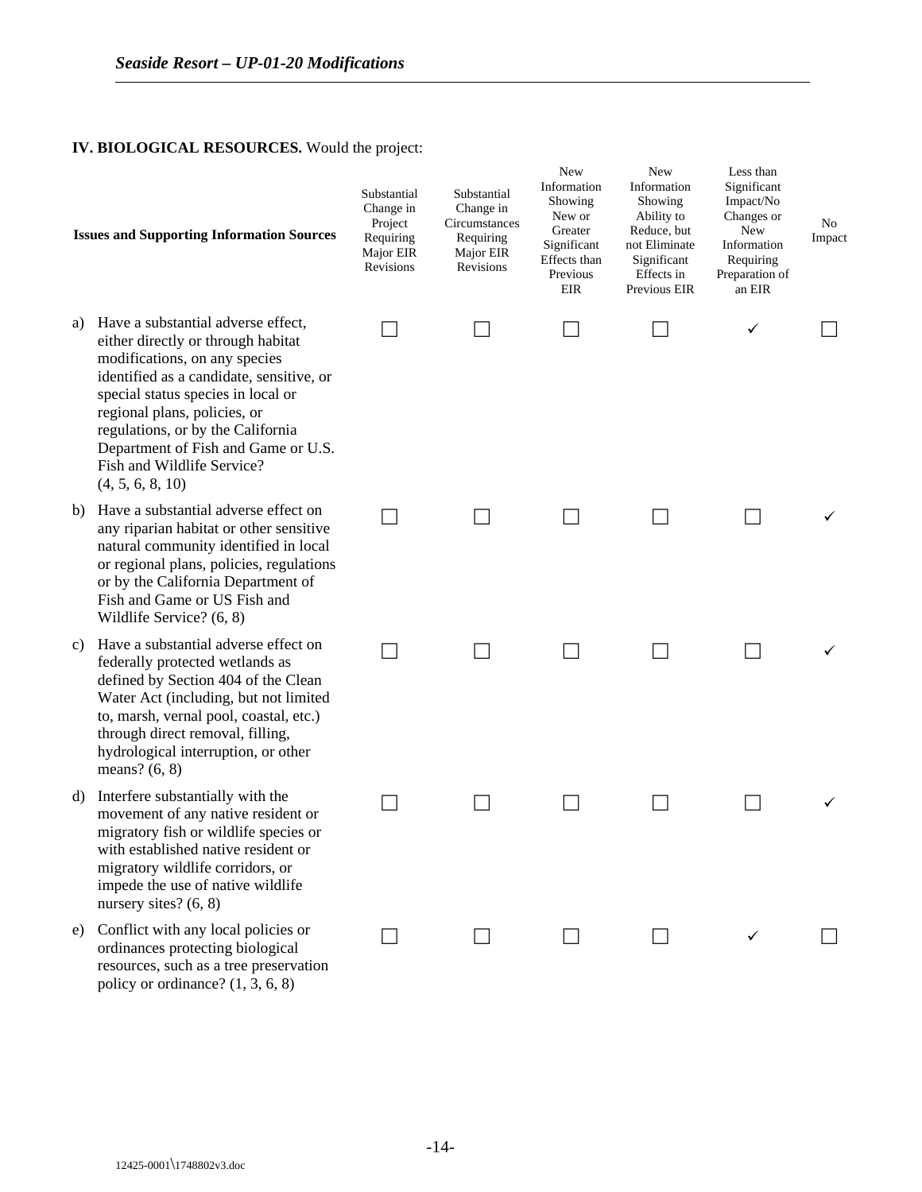**IV. BIOLOGICAL RESOURCES.** Would the project:

| Issues and Supporting Information Sources | Substantial Change in Project Requiring Major EIR Revisions | Substantial Change in Circumstances Requiring Major EIR Revisions | New Information Showing New or Greater Significant Effects than Previous EIR | New Information Showing Ability to Reduce, but not Eliminate Significant Effects in Previous EIR | Less than Significant Impact/No Changes or New Information Requiring Preparation of an EIR | No Impact |
|---|---|---|---|---|---|---|
| a) Have a substantial adverse effect, either directly or through habitat modifications, on any species identified as a candidate, sensitive, or special status species in local or regional plans, policies, or regulations, or by the California Department of Fish and Game or U.S. Fish and Wildlife Service? (4, 5, 6, 8, 10) | ☐ | ☐ | ☐ | ☐ | ✓ | ☐ |
| b) Have a substantial adverse effect on any riparian habitat or other sensitive natural community identified in local or regional plans, policies, regulations or by the California Department of Fish and Game or US Fish and Wildlife Service? (6, 8) | ☐ | ☐ | ☐ | ☐ | ☐ | ✓ |
| c) Have a substantial adverse effect on federally protected wetlands as defined by Section 404 of the Clean Water Act (including, but not limited to, marsh, vernal pool, coastal, etc.) through direct removal, filling, hydrological interruption, or other means? (6, 8) | ☐ | ☐ | ☐ | ☐ | ☐ | ✓ |
| d) Interfere substantially with the movement of any native resident or migratory fish or wildlife species or with established native resident or migratory wildlife corridors, or impede the use of native wildlife nursery sites? (6, 8) | ☐ | ☐ | ☐ | ☐ | ☐ | ✓ |
| e) Conflict with any local policies or ordinances protecting biological resources, such as a tree preservation policy or ordinance? (1, 3, 6, 8) | ☐ | ☐ | ☐ | ☐ | ✓ | ☐ |

12425-0001\1748802v3.doc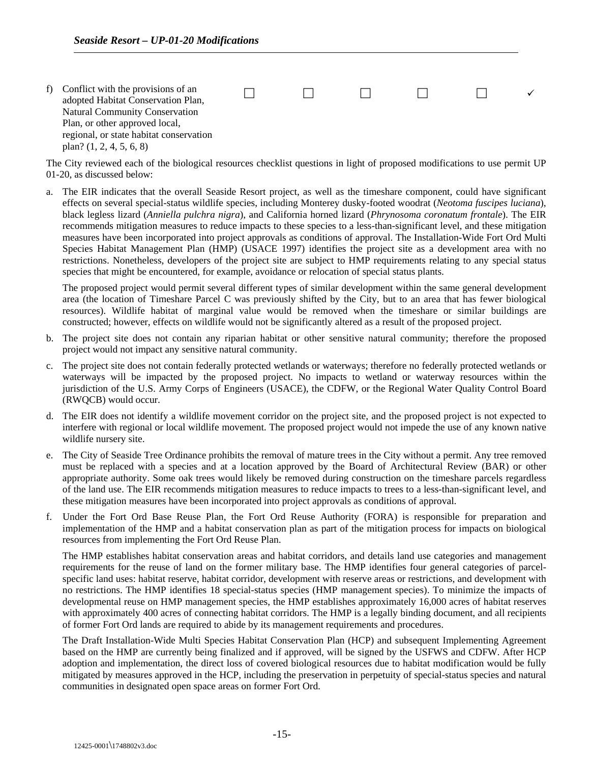| | | | | | | |
|---|---|---|---|---|---|---|
| f) Conflict with the provisions of an adopted Habitat Conservation Plan, Natural Community Conservation Plan, or other approved local, regional, or state habitat conservation plan? (1, 2, 4, 5, 6, 8) | ☐ | ☐ | ☐ | ☐ | ☐ | ✓ |

The City reviewed each of the biological resources checklist questions in light of proposed modifications to use permit UP 01-20, as discussed below:

a. The EIR indicates that the overall Seaside Resort project, as well as the timeshare component, could have significant effects on several special-status wildlife species, including Monterey dusky-footed woodrat (*Neotoma fuscipes luciana*), black legless lizard (*Anniella pulchra nigra*), and California horned lizard (*Phrynosoma coronatum frontale*). The EIR recommends mitigation measures to reduce impacts to these species to a less-than-significant level, and these mitigation measures have been incorporated into project approvals as conditions of approval. The Installation-Wide Fort Ord Multi Species Habitat Management Plan (HMP) (USACE 1997) identifies the project site as a development area with no restrictions. Nonetheless, developers of the project site are subject to HMP requirements relating to any special status species that might be encountered, for example, avoidance or relocation of special status plants.

   The proposed project would permit several different types of similar development within the same general development area (the location of Timeshare Parcel C was previously shifted by the City, but to an area that has fewer biological resources). Wildlife habitat of marginal value would be removed when the timeshare or similar buildings are constructed; however, effects on wildlife would not be significantly altered as a result of the proposed project.

b. The project site does not contain any riparian habitat or other sensitive natural community; therefore the proposed project would not impact any sensitive natural community.

c. The project site does not contain federally protected wetlands or waterways; therefore no federally protected wetlands or waterways will be impacted by the proposed project. No impacts to wetland or waterway resources within the jurisdiction of the U.S. Army Corps of Engineers (USACE), the CDFW, or the Regional Water Quality Control Board (RWQCB) would occur.

d. The EIR does not identify a wildlife movement corridor on the project site, and the proposed project is not expected to interfere with regional or local wildlife movement. The proposed project would not impede the use of any known native wildlife nursery site.

e. The City of Seaside Tree Ordinance prohibits the removal of mature trees in the City without a permit. Any tree removed must be replaced with a species and at a location approved by the Board of Architectural Review (BAR) or other appropriate authority. Some oak trees would likely be removed during construction on the timeshare parcels regardless of the land use. The EIR recommends mitigation measures to reduce impacts to trees to a less-than-significant level, and these mitigation measures have been incorporated into project approvals as conditions of approval.

f. Under the Fort Ord Base Reuse Plan, the Fort Ord Reuse Authority (FORA) is responsible for preparation and implementation of the HMP and a habitat conservation plan as part of the mitigation process for impacts on biological resources from implementing the Fort Ord Reuse Plan.

   The HMP establishes habitat conservation areas and habitat corridors, and details land use categories and management requirements for the reuse of land on the former military base. The HMP identifies four general categories of parcel-specific land uses: habitat reserve, habitat corridor, development with reserve areas or restrictions, and development with no restrictions. The HMP identifies 18 special-status species (HMP management species). To minimize the impacts of developmental reuse on HMP management species, the HMP establishes approximately 16,000 acres of habitat reserves with approximately 400 acres of connecting habitat corridors. The HMP is a legally binding document, and all recipients of former Fort Ord lands are required to abide by its management requirements and procedures.

   The Draft Installation-Wide Multi Species Habitat Conservation Plan (HCP) and subsequent Implementing Agreement based on the HMP are currently being finalized and if approved, will be signed by the USFWS and CDFW. After HCP adoption and implementation, the direct loss of covered biological resources due to habitat modification would be fully mitigated by measures approved in the HCP, including the preservation in perpetuity of special-status species and natural communities in designated open space areas on former Fort Ord.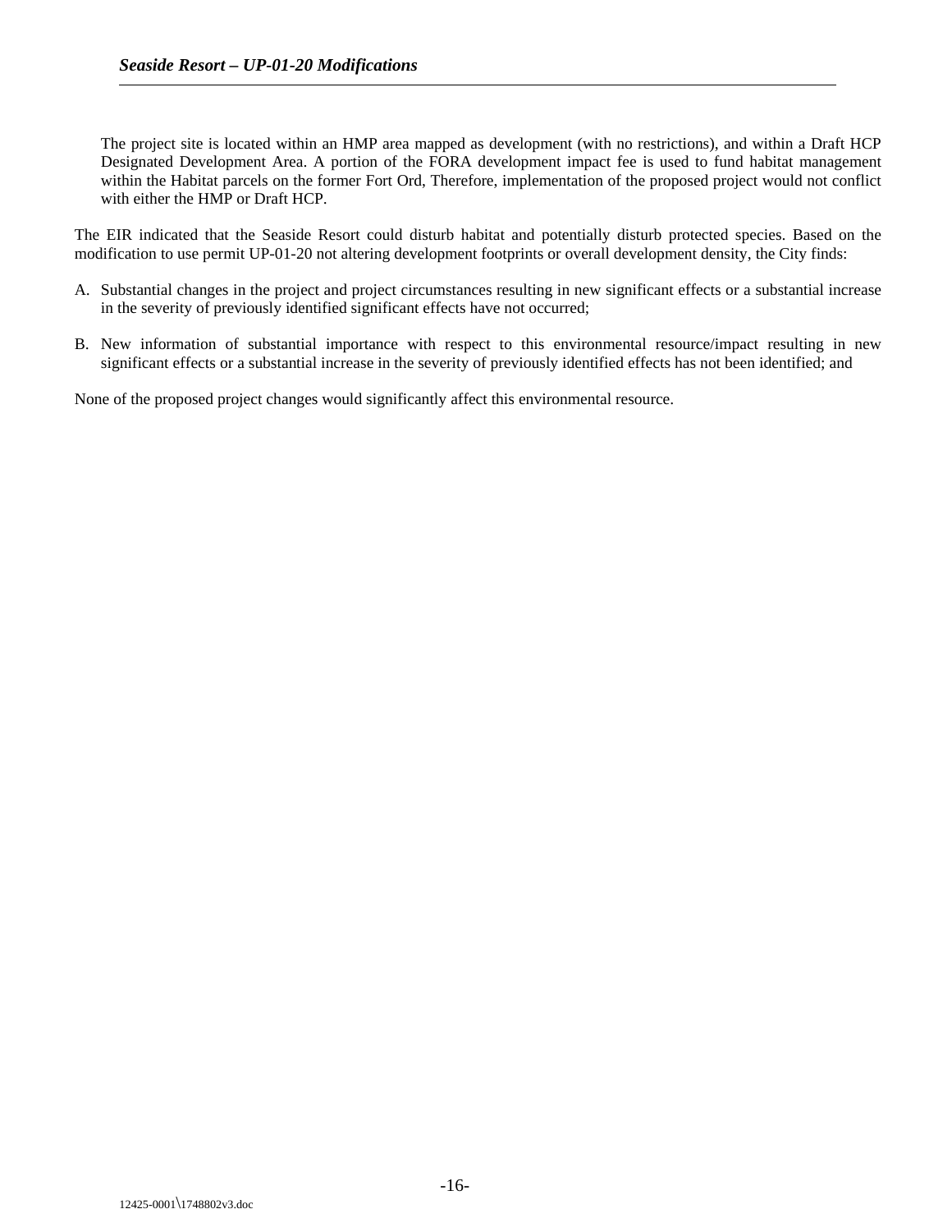The project site is located within an HMP area mapped as development (with no restrictions), and within a Draft HCP Designated Development Area. A portion of the FORA development impact fee is used to fund habitat management within the Habitat parcels on the former Fort Ord, Therefore, implementation of the proposed project would not conflict with either the HMP or Draft HCP.

The EIR indicated that the Seaside Resort could disturb habitat and potentially disturb protected species. Based on the modification to use permit UP-01-20 not altering development footprints or overall development density, the City finds:

A. Substantial changes in the project and project circumstances resulting in new significant effects or a substantial increase in the severity of previously identified significant effects have not occurred;

B. New information of substantial importance with respect to this environmental resource/impact resulting in new significant effects or a substantial increase in the severity of previously identified effects has not been identified; and

None of the proposed project changes would significantly affect this environmental resource.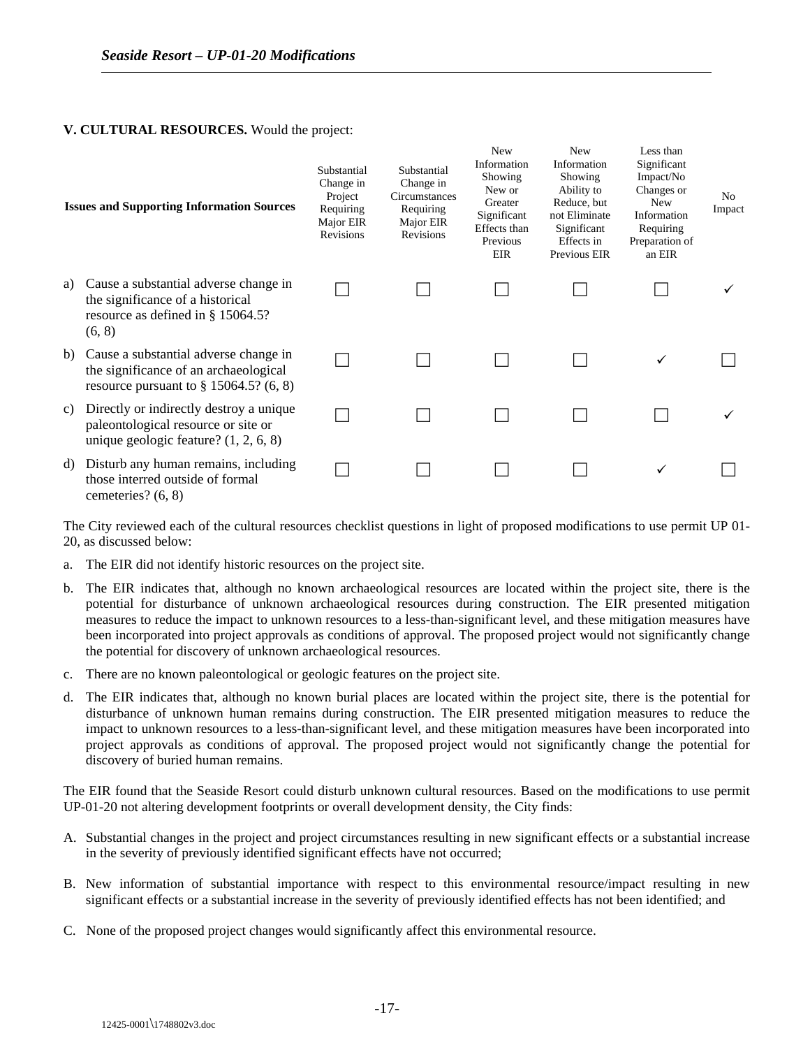**V. CULTURAL RESOURCES.** Would the project:

| Issues and Supporting Information Sources | Substantial Change in Project Requiring Major EIR Revisions | Substantial Change in Circumstances Requiring Major EIR Revisions | New Information Showing New or Greater Significant Effects than Previous EIR | New Information Showing Ability to Reduce, but not Eliminate Significant Effects in Previous EIR | Less than Significant Impact/No Changes or New Information Requiring Preparation of an EIR | No Impact |
|---|---|---|---|---|---|---|
| a) Cause a substantial adverse change in the significance of a historical resource as defined in § 15064.5? (6, 8) | ☐ | ☐ | ☐ | ☐ | ☐ | ✓ |
| b) Cause a substantial adverse change in the significance of an archaeological resource pursuant to § 15064.5? (6, 8) | ☐ | ☐ | ☐ | ☐ | ✓ | ☐ |
| c) Directly or indirectly destroy a unique paleontological resource or site or unique geologic feature? (1, 2, 6, 8) | ☐ | ☐ | ☐ | ☐ | ☐ | ✓ |
| d) Disturb any human remains, including those interred outside of formal cemeteries? (6, 8) | ☐ | ☐ | ☐ | ☐ | ✓ | ☐ |

The City reviewed each of the cultural resources checklist questions in light of proposed modifications to use permit UP 01-20, as discussed below:

a. The EIR did not identify historic resources on the project site.

b. The EIR indicates that, although no known archaeological resources are located within the project site, there is the potential for disturbance of unknown archaeological resources during construction. The EIR presented mitigation measures to reduce the impact to unknown resources to a less-than-significant level, and these mitigation measures have been incorporated into project approvals as conditions of approval. The proposed project would not significantly change the potential for discovery of unknown archaeological resources.

c. There are no known paleontological or geologic features on the project site.

d. The EIR indicates that, although no known burial places are located within the project site, there is the potential for disturbance of unknown human remains during construction. The EIR presented mitigation measures to reduce the impact to unknown resources to a less-than-significant level, and these mitigation measures have been incorporated into project approvals as conditions of approval. The proposed project would not significantly change the potential for discovery of buried human remains.

The EIR found that the Seaside Resort could disturb unknown cultural resources. Based on the modifications to use permit UP-01-20 not altering development footprints or overall development density, the City finds:

A. Substantial changes in the project and project circumstances resulting in new significant effects or a substantial increase in the severity of previously identified significant effects have not occurred;

B. New information of substantial importance with respect to this environmental resource/impact resulting in new significant effects or a substantial increase in the severity of previously identified effects has not been identified; and

C. None of the proposed project changes would significantly affect this environmental resource.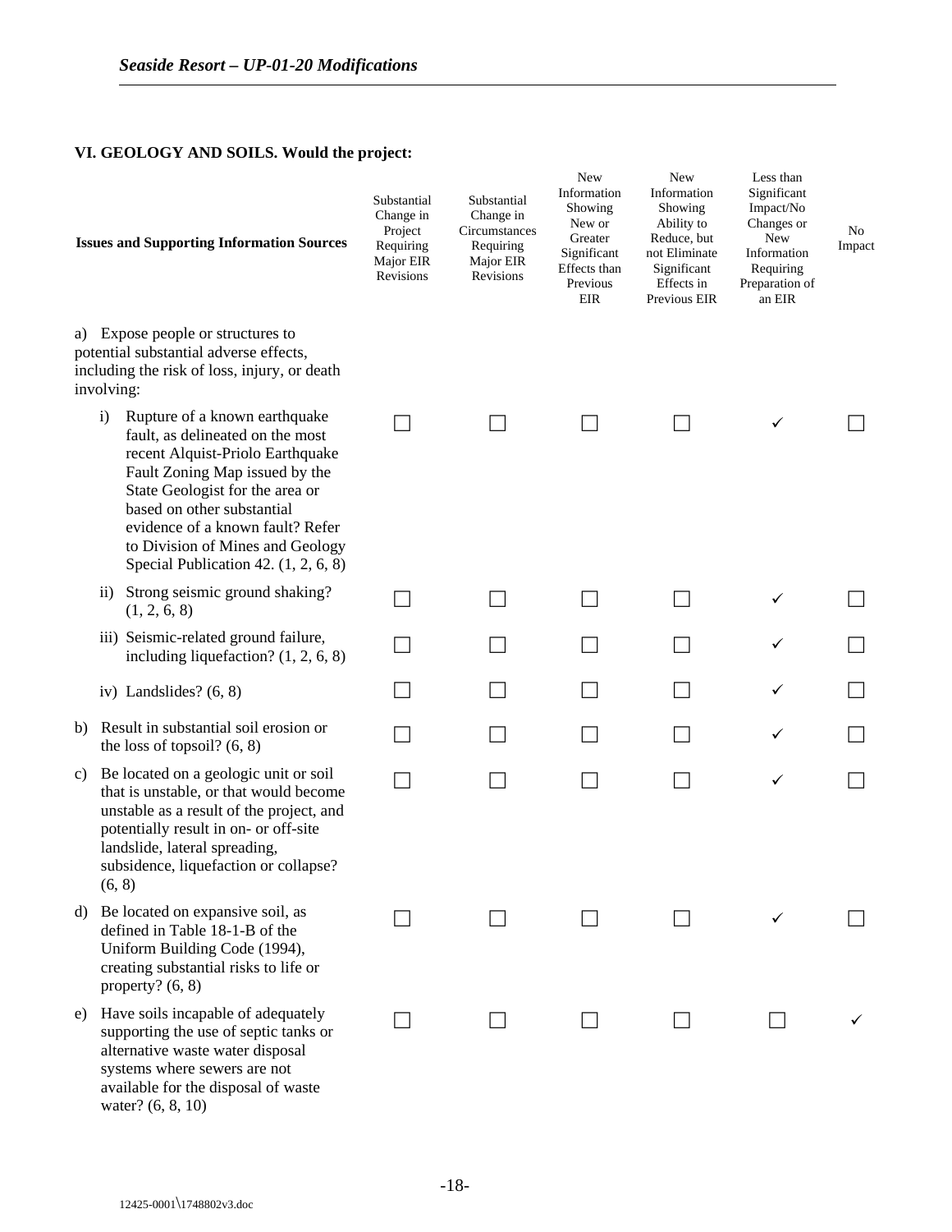## VI. GEOLOGY AND SOILS. Would the project:

| Issues and Supporting Information Sources | Substantial Change in Project Requiring Major EIR Revisions | Substantial Change in Circumstances Requiring Major EIR Revisions | New Information Showing New or Greater Significant Effects than Previous EIR | New Information Showing Ability to Reduce, but not Eliminate Significant Effects in Previous EIR | Less than Significant Impact/No Changes or New Information Requiring Preparation of an EIR | No Impact |
|---|---|---|---|---|---|---|
| a) Expose people or structures to potential substantial adverse effects, including the risk of loss, injury, or death involving: | | | | | | |
| i) Rupture of a known earthquake fault, as delineated on the most recent Alquist-Priolo Earthquake Fault Zoning Map issued by the State Geologist for the area or based on other substantial evidence of a known fault? Refer to Division of Mines and Geology Special Publication 42. (1, 2, 6, 8) | ☐ | ☐ | ☐ | ☐ | ✓ | ☐ |
| ii) Strong seismic ground shaking? (1, 2, 6, 8) | ☐ | ☐ | ☐ | ☐ | ✓ | ☐ |
| iii) Seismic-related ground failure, including liquefaction? (1, 2, 6, 8) | ☐ | ☐ | ☐ | ☐ | ✓ | ☐ |
| iv) Landslides? (6, 8) | ☐ | ☐ | ☐ | ☐ | ✓ | ☐ |
| b) Result in substantial soil erosion or the loss of topsoil? (6, 8) | ☐ | ☐ | ☐ | ☐ | ✓ | ☐ |
| c) Be located on a geologic unit or soil that is unstable, or that would become unstable as a result of the project, and potentially result in on- or off-site landslide, lateral spreading, subsidence, liquefaction or collapse? (6, 8) | ☐ | ☐ | ☐ | ☐ | ✓ | ☐ |
| d) Be located on expansive soil, as defined in Table 18-1-B of the Uniform Building Code (1994), creating substantial risks to life or property? (6, 8) | ☐ | ☐ | ☐ | ☐ | ✓ | ☐ |
| e) Have soils incapable of adequately supporting the use of septic tanks or alternative waste water disposal systems where sewers are not available for the disposal of waste water? (6, 8, 10) | ☐ | ☐ | ☐ | ☐ | ☐ | ✓ |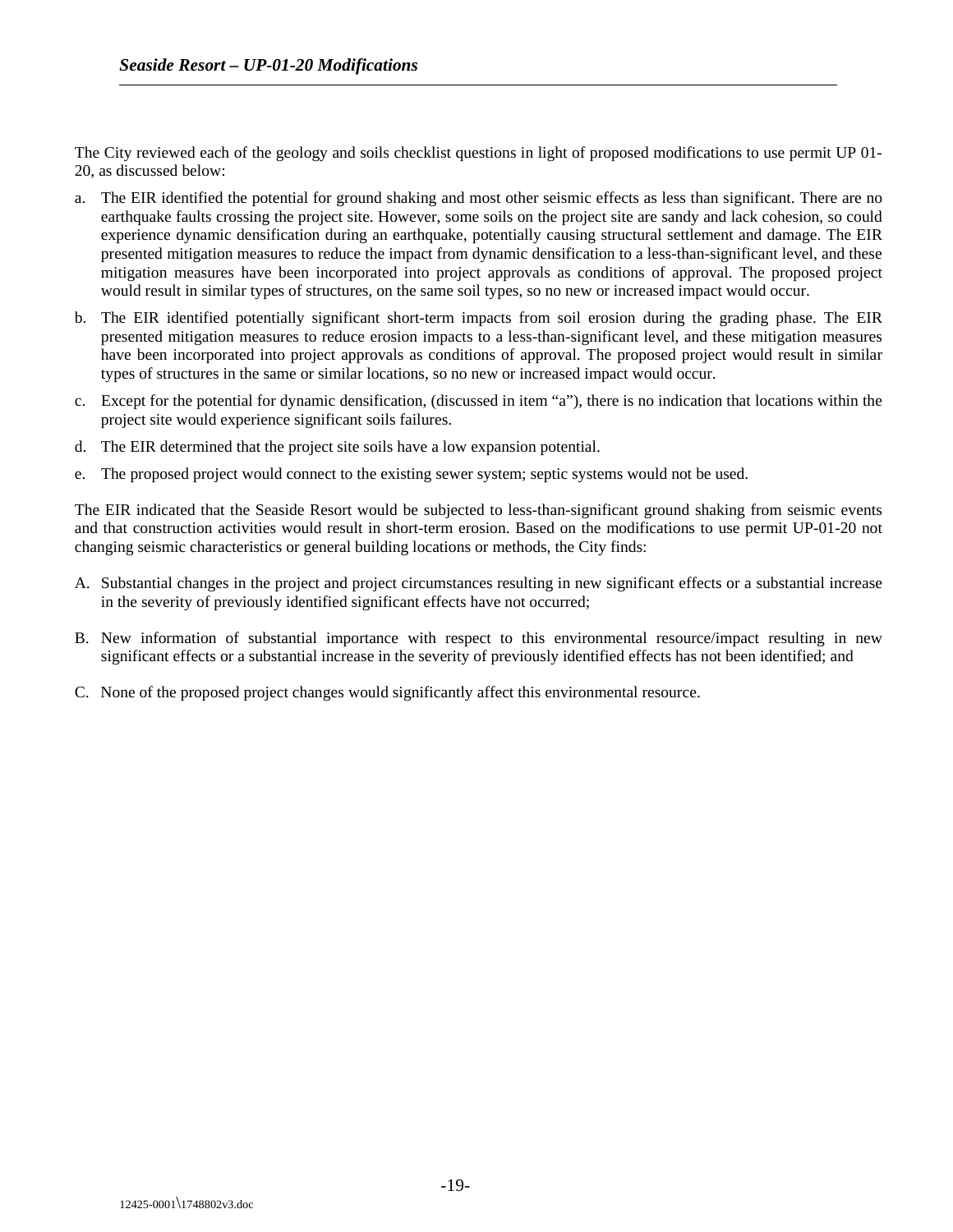The City reviewed each of the geology and soils checklist questions in light of proposed modifications to use permit UP 01-20, as discussed below:

a. The EIR identified the potential for ground shaking and most other seismic effects as less than significant. There are no earthquake faults crossing the project site. However, some soils on the project site are sandy and lack cohesion, so could experience dynamic densification during an earthquake, potentially causing structural settlement and damage. The EIR presented mitigation measures to reduce the impact from dynamic densification to a less-than-significant level, and these mitigation measures have been incorporated into project approvals as conditions of approval. The proposed project would result in similar types of structures, on the same soil types, so no new or increased impact would occur.

b. The EIR identified potentially significant short-term impacts from soil erosion during the grading phase. The EIR presented mitigation measures to reduce erosion impacts to a less-than-significant level, and these mitigation measures have been incorporated into project approvals as conditions of approval. The proposed project would result in similar types of structures in the same or similar locations, so no new or increased impact would occur.

c. Except for the potential for dynamic densification, (discussed in item "a"), there is no indication that locations within the project site would experience significant soils failures.

d. The EIR determined that the project site soils have a low expansion potential.

e. The proposed project would connect to the existing sewer system; septic systems would not be used.

The EIR indicated that the Seaside Resort would be subjected to less-than-significant ground shaking from seismic events and that construction activities would result in short-term erosion. Based on the modifications to use permit UP-01-20 not changing seismic characteristics or general building locations or methods, the City finds:

A. Substantial changes in the project and project circumstances resulting in new significant effects or a substantial increase in the severity of previously identified significant effects have not occurred;

B. New information of substantial importance with respect to this environmental resource/impact resulting in new significant effects or a substantial increase in the severity of previously identified effects has not been identified; and

C. None of the proposed project changes would significantly affect this environmental resource.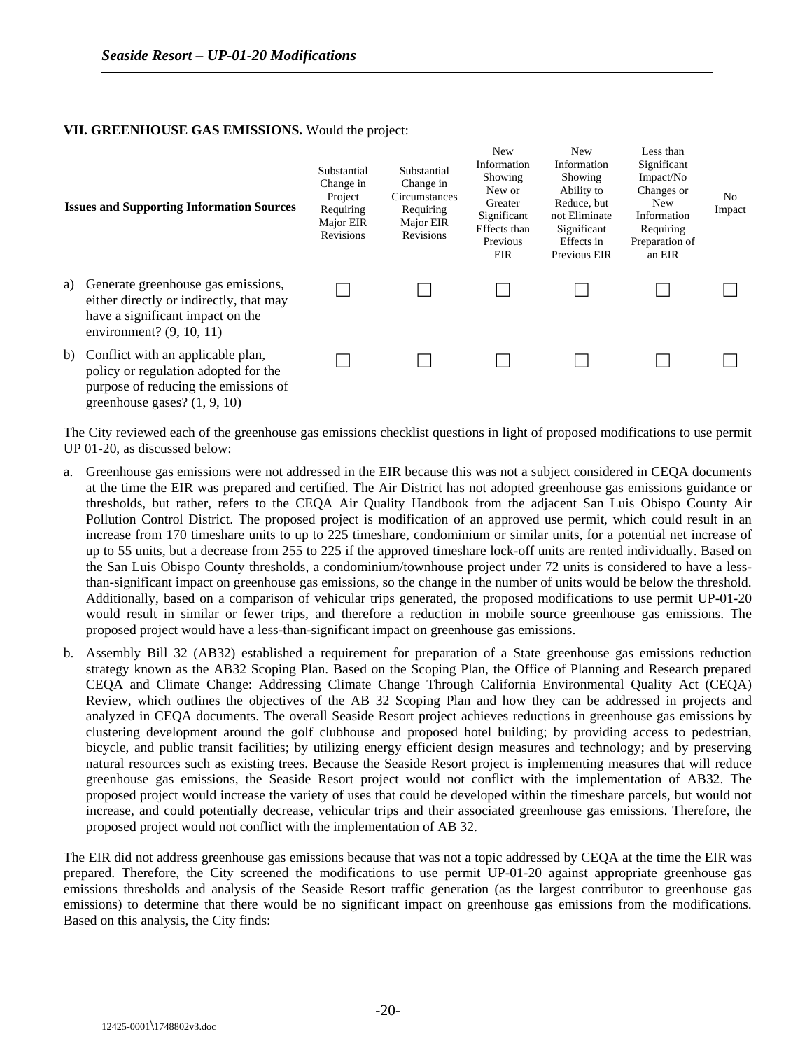**VII. GREENHOUSE GAS EMISSIONS.** Would the project:

| Issues and Supporting Information Sources | Substantial Change in Project Requiring Major EIR Revisions | Substantial Change in Circumstances Requiring Major EIR Revisions | New Information Showing New or Greater Significant Effects than Previous EIR | New Information Showing Ability to Reduce, but not Eliminate Significant Effects in Previous EIR | Less than Significant Impact/No Changes or New Information Requiring Preparation of an EIR | No Impact |
|---|---|---|---|---|---|---|
| a) Generate greenhouse gas emissions, either directly or indirectly, that may have a significant impact on the environment? (9, 10, 11) | ☐ | ☐ | ☐ | ☐ | ☐ | ☐ |
| b) Conflict with an applicable plan, policy or regulation adopted for the purpose of reducing the emissions of greenhouse gases? (1, 9, 10) | ☐ | ☐ | ☐ | ☐ | ☐ | ☐ |

The City reviewed each of the greenhouse gas emissions checklist questions in light of proposed modifications to use permit UP 01-20, as discussed below:

a. Greenhouse gas emissions were not addressed in the EIR because this was not a subject considered in CEQA documents at the time the EIR was prepared and certified. The Air District has not adopted greenhouse gas emissions guidance or thresholds, but rather, refers to the CEQA Air Quality Handbook from the adjacent San Luis Obispo County Air Pollution Control District. The proposed project is modification of an approved use permit, which could result in an increase from 170 timeshare units to up to 225 timeshare, condominium or similar units, for a potential net increase of up to 55 units, but a decrease from 255 to 225 if the approved timeshare lock-off units are rented individually. Based on the San Luis Obispo County thresholds, a condominium/townhouse project under 72 units is considered to have a less-than-significant impact on greenhouse gas emissions, so the change in the number of units would be below the threshold. Additionally, based on a comparison of vehicular trips generated, the proposed modifications to use permit UP-01-20 would result in similar or fewer trips, and therefore a reduction in mobile source greenhouse gas emissions. The proposed project would have a less-than-significant impact on greenhouse gas emissions.

b. Assembly Bill 32 (AB32) established a requirement for preparation of a State greenhouse gas emissions reduction strategy known as the AB32 Scoping Plan. Based on the Scoping Plan, the Office of Planning and Research prepared CEQA and Climate Change: Addressing Climate Change Through California Environmental Quality Act (CEQA) Review, which outlines the objectives of the AB 32 Scoping Plan and how they can be addressed in projects and analyzed in CEQA documents. The overall Seaside Resort project achieves reductions in greenhouse gas emissions by clustering development around the golf clubhouse and proposed hotel building; by providing access to pedestrian, bicycle, and public transit facilities; by utilizing energy efficient design measures and technology; and by preserving natural resources such as existing trees. Because the Seaside Resort project is implementing measures that will reduce greenhouse gas emissions, the Seaside Resort project would not conflict with the implementation of AB32. The proposed project would increase the variety of uses that could be developed within the timeshare parcels, but would not increase, and could potentially decrease, vehicular trips and their associated greenhouse gas emissions. Therefore, the proposed project would not conflict with the implementation of AB 32.

The EIR did not address greenhouse gas emissions because that was not a topic addressed by CEQA at the time the EIR was prepared. Therefore, the City screened the modifications to use permit UP-01-20 against appropriate greenhouse gas emissions thresholds and analysis of the Seaside Resort traffic generation (as the largest contributor to greenhouse gas emissions) to determine that there would be no significant impact on greenhouse gas emissions from the modifications. Based on this analysis, the City finds: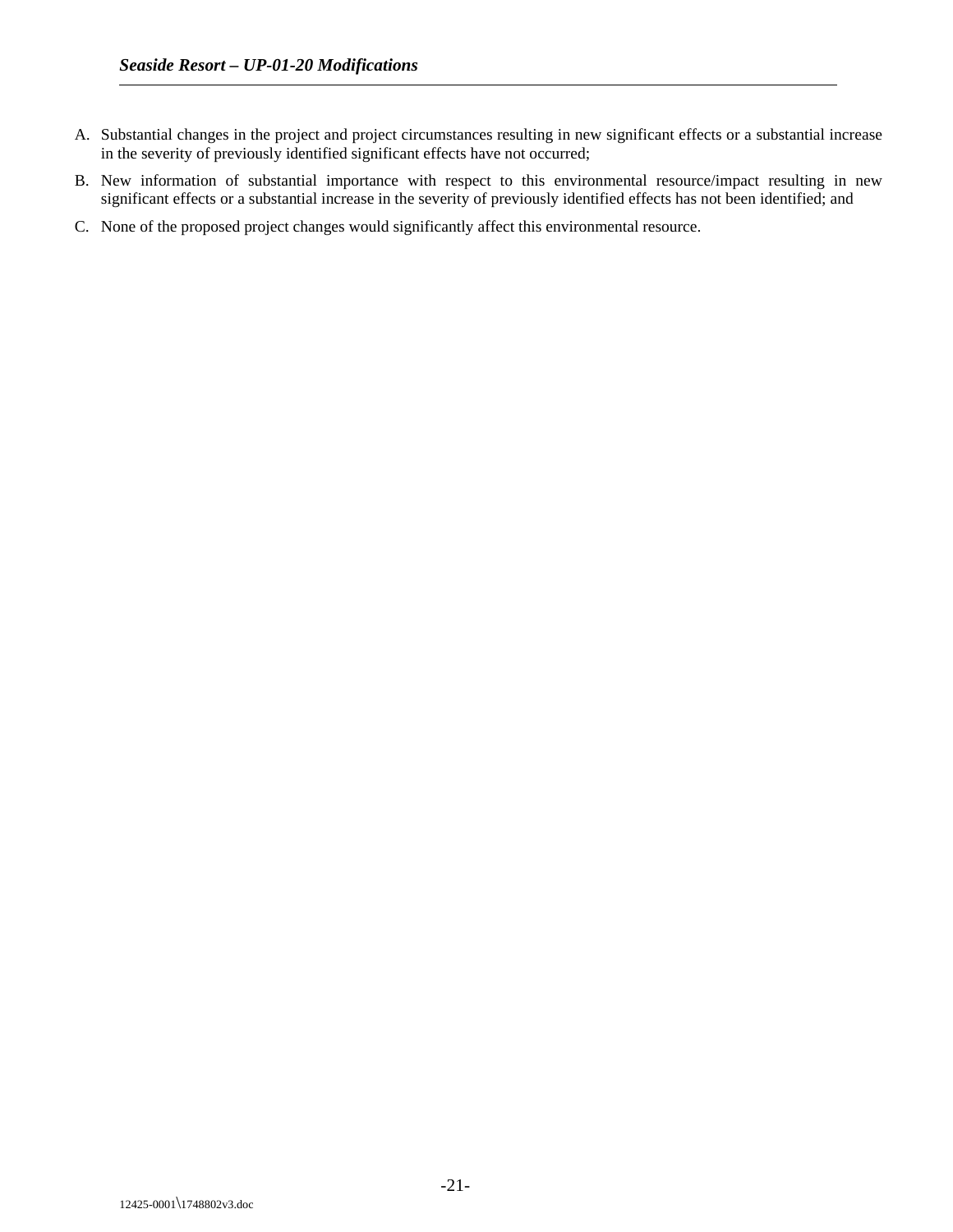A. Substantial changes in the project and project circumstances resulting in new significant effects or a substantial increase in the severity of previously identified significant effects have not occurred;

B. New information of substantial importance with respect to this environmental resource/impact resulting in new significant effects or a substantial increase in the severity of previously identified effects has not been identified; and

C. None of the proposed project changes would significantly affect this environmental resource.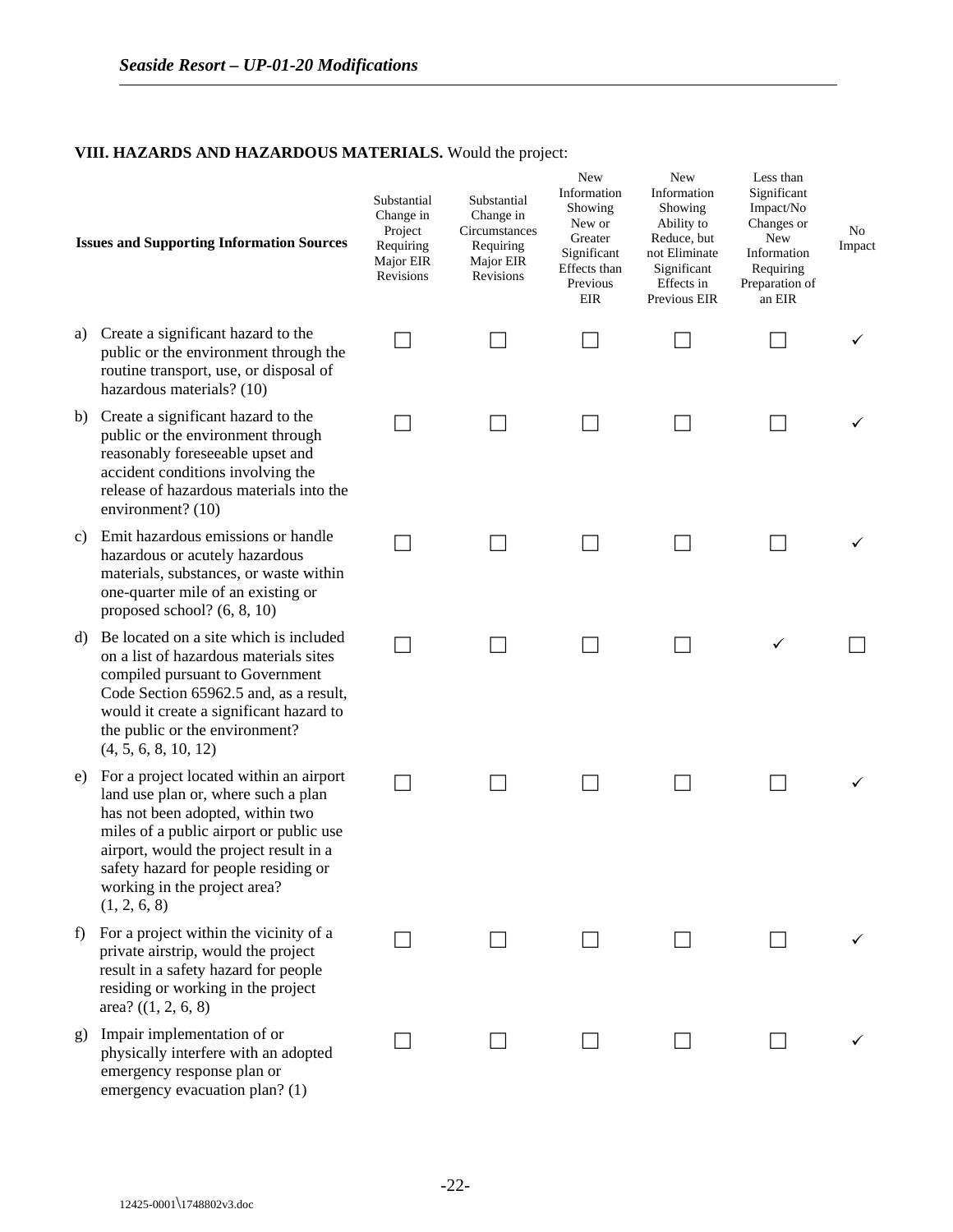## VIII. HAZARDS AND HAZARDOUS MATERIALS. Would the project:

| Issues and Supporting Information Sources | Substantial Change in Project Requiring Major EIR Revisions | Substantial Change in Circumstances Requiring Major EIR Revisions | New Information Showing New or Greater Significant Effects than Previous EIR | New Information Showing Ability to Reduce, but not Eliminate Significant Effects in Previous EIR | Less than Significant Impact/No Changes or New Information Requiring Preparation of an EIR | No Impact |
|---|---|---|---|---|---|---|
| a) Create a significant hazard to the public or the environment through the routine transport, use, or disposal of hazardous materials? (10) | ☐ | ☐ | ☐ | ☐ | ☐ | ✓ |
| b) Create a significant hazard to the public or the environment through reasonably foreseeable upset and accident conditions involving the release of hazardous materials into the environment? (10) | ☐ | ☐ | ☐ | ☐ | ☐ | ✓ |
| c) Emit hazardous emissions or handle hazardous or acutely hazardous materials, substances, or waste within one-quarter mile of an existing or proposed school? (6, 8, 10) | ☐ | ☐ | ☐ | ☐ | ☐ | ✓ |
| d) Be located on a site which is included on a list of hazardous materials sites compiled pursuant to Government Code Section 65962.5 and, as a result, would it create a significant hazard to the public or the environment? (4, 5, 6, 8, 10, 12) | ☐ | ☐ | ☐ | ☐ | ✓ | ☐ |
| e) For a project located within an airport land use plan or, where such a plan has not been adopted, within two miles of a public airport or public use airport, would the project result in a safety hazard for people residing or working in the project area? (1, 2, 6, 8) | ☐ | ☐ | ☐ | ☐ | ☐ | ✓ |
| f) For a project within the vicinity of a private airstrip, would the project result in a safety hazard for people residing or working in the project area? ((1, 2, 6, 8) | ☐ | ☐ | ☐ | ☐ | ☐ | ✓ |
| g) Impair implementation of or physically interfere with an adopted emergency response plan or emergency evacuation plan? (1) | ☐ | ☐ | ☐ | ☐ | ☐ | ✓ |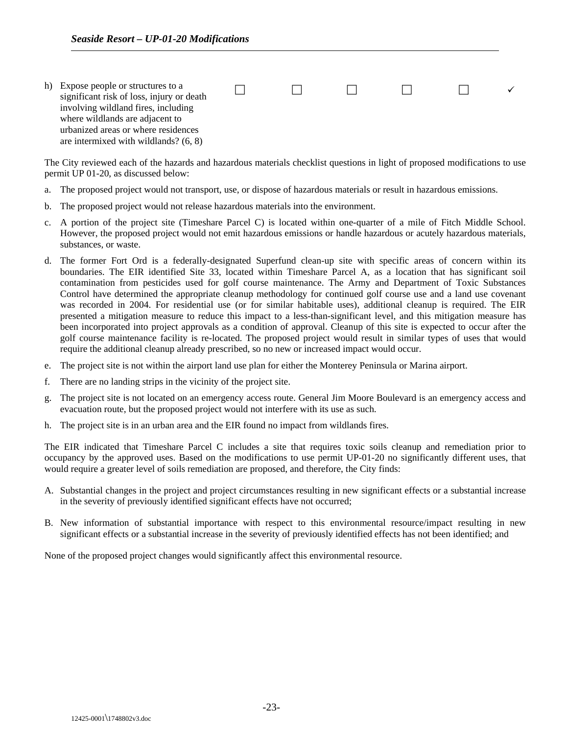| | | | | | | |
|---|---|---|---|---|---|---|
| h) Expose people or structures to a significant risk of loss, injury or death involving wildland fires, including where wildlands are adjacent to urbanized areas or where residences are intermixed with wildlands? (6, 8) | ☐ | ☐ | ☐ | ☐ | ☐ | ✓ |

The City reviewed each of the hazards and hazardous materials checklist questions in light of proposed modifications to use permit UP 01-20, as discussed below:

a. The proposed project would not transport, use, or dispose of hazardous materials or result in hazardous emissions.

b. The proposed project would not release hazardous materials into the environment.

c. A portion of the project site (Timeshare Parcel C) is located within one-quarter of a mile of Fitch Middle School. However, the proposed project would not emit hazardous emissions or handle hazardous or acutely hazardous materials, substances, or waste.

d. The former Fort Ord is a federally-designated Superfund clean-up site with specific areas of concern within its boundaries. The EIR identified Site 33, located within Timeshare Parcel A, as a location that has significant soil contamination from pesticides used for golf course maintenance. The Army and Department of Toxic Substances Control have determined the appropriate cleanup methodology for continued golf course use and a land use covenant was recorded in 2004. For residential use (or for similar habitable uses), additional cleanup is required. The EIR presented a mitigation measure to reduce this impact to a less-than-significant level, and this mitigation measure has been incorporated into project approvals as a condition of approval. Cleanup of this site is expected to occur after the golf course maintenance facility is re-located. The proposed project would result in similar types of uses that would require the additional cleanup already prescribed, so no new or increased impact would occur.

e. The project site is not within the airport land use plan for either the Monterey Peninsula or Marina airport.

f. There are no landing strips in the vicinity of the project site.

g. The project site is not located on an emergency access route. General Jim Moore Boulevard is an emergency access and evacuation route, but the proposed project would not interfere with its use as such.

h. The project site is in an urban area and the EIR found no impact from wildlands fires.

The EIR indicated that Timeshare Parcel C includes a site that requires toxic soils cleanup and remediation prior to occupancy by the approved uses. Based on the modifications to use permit UP-01-20 no significantly different uses, that would require a greater level of soils remediation are proposed, and therefore, the City finds:

A. Substantial changes in the project and project circumstances resulting in new significant effects or a substantial increase in the severity of previously identified significant effects have not occurred;

B. New information of substantial importance with respect to this environmental resource/impact resulting in new significant effects or a substantial increase in the severity of previously identified effects has not been identified; and

None of the proposed project changes would significantly affect this environmental resource.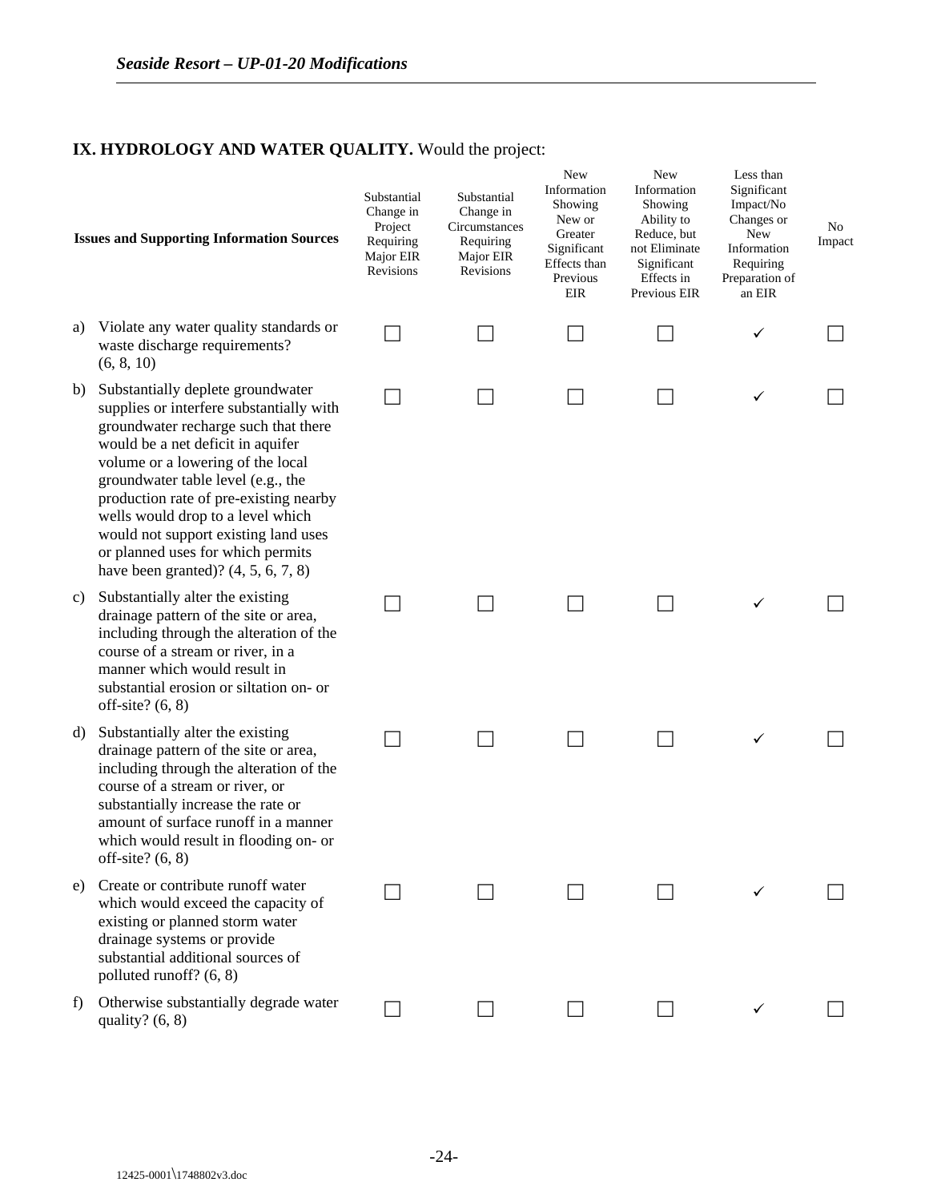## IX. HYDROLOGY AND WATER QUALITY. Would the project:

| Issues and Supporting Information Sources | Substantial Change in Project Requiring Major EIR Revisions | Substantial Change in Circumstances Requiring Major EIR Revisions | New Information Showing New or Greater Significant Effects than Previous EIR | New Information Showing Ability to Reduce, but not Eliminate Significant Effects in Previous EIR | Less than Significant Impact/No Changes or New Information Requiring Preparation of an EIR | No Impact |
|---|---|---|---|---|---|---|
| a) Violate any water quality standards or waste discharge requirements? (6, 8, 10) | ☐ | ☐ | ☐ | ☐ | ✓ | ☐ |
| b) Substantially deplete groundwater supplies or interfere substantially with groundwater recharge such that there would be a net deficit in aquifer volume or a lowering of the local groundwater table level (e.g., the production rate of pre-existing nearby wells would drop to a level which would not support existing land uses or planned uses for which permits have been granted)? (4, 5, 6, 7, 8) | ☐ | ☐ | ☐ | ☐ | ✓ | ☐ |
| c) Substantially alter the existing drainage pattern of the site or area, including through the alteration of the course of a stream or river, in a manner which would result in substantial erosion or siltation on- or off-site? (6, 8) | ☐ | ☐ | ☐ | ☐ | ✓ | ☐ |
| d) Substantially alter the existing drainage pattern of the site or area, including through the alteration of the course of a stream or river, or substantially increase the rate or amount of surface runoff in a manner which would result in flooding on- or off-site? (6, 8) | ☐ | ☐ | ☐ | ☐ | ✓ | ☐ |
| e) Create or contribute runoff water which would exceed the capacity of existing or planned storm water drainage systems or provide substantial additional sources of polluted runoff? (6, 8) | ☐ | ☐ | ☐ | ☐ | ✓ | ☐ |
| f) Otherwise substantially degrade water quality? (6, 8) | ☐ | ☐ | ☐ | ☐ | ✓ | ☐ |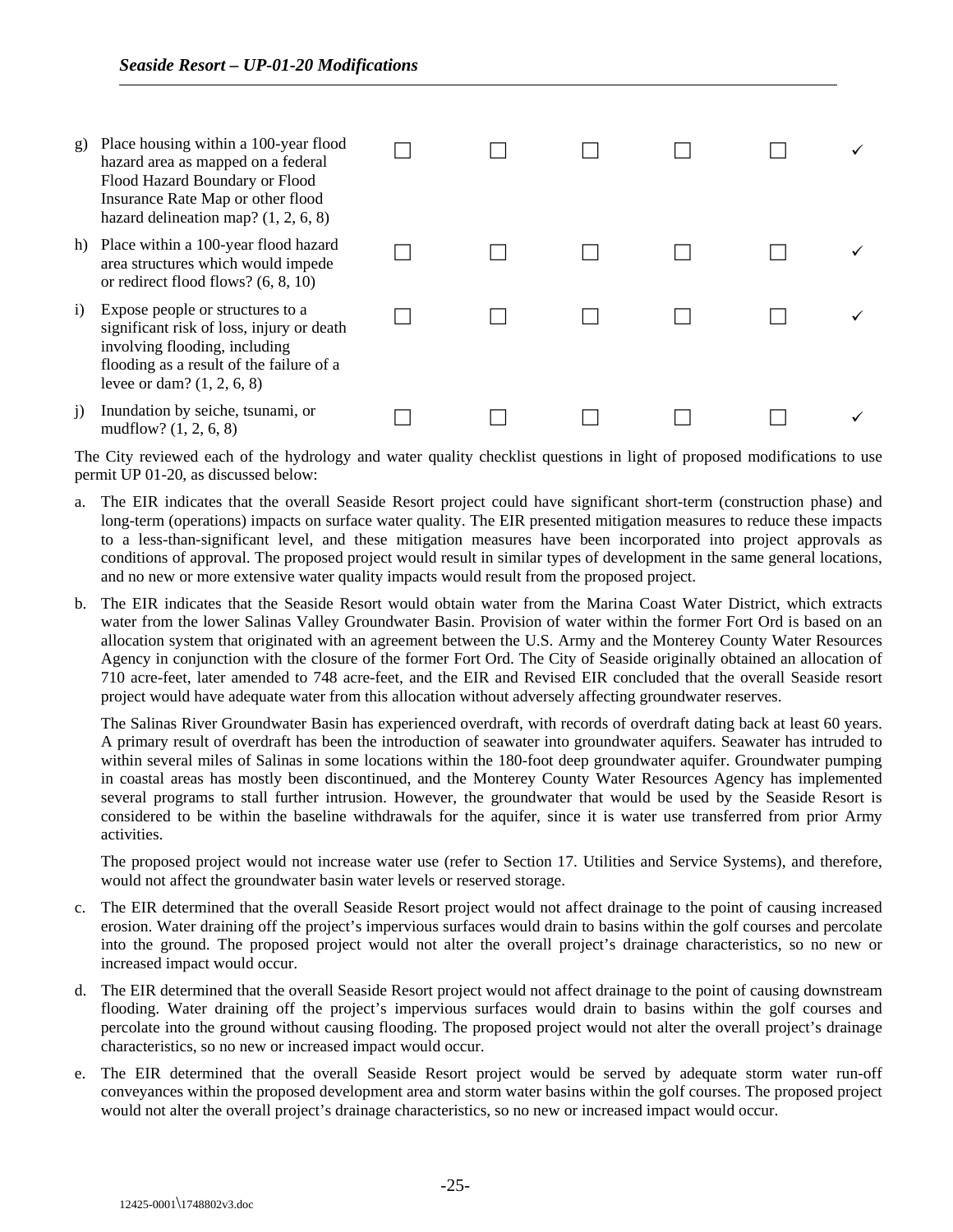| | | | | | | |
|---|---|---|---|---|---|---|
| g) Place housing within a 100-year flood hazard area as mapped on a federal Flood Hazard Boundary or Flood Insurance Rate Map or other flood hazard delineation map? (1, 2, 6, 8) | ☐ | ☐ | ☐ | ☐ | ☐ | ✓ |
| h) Place within a 100-year flood hazard area structures which would impede or redirect flood flows? (6, 8, 10) | ☐ | ☐ | ☐ | ☐ | ☐ | ✓ |
| i) Expose people or structures to a significant risk of loss, injury or death involving flooding, including flooding as a result of the failure of a levee or dam? (1, 2, 6, 8) | ☐ | ☐ | ☐ | ☐ | ☐ | ✓ |
| j) Inundation by seiche, tsunami, or mudflow? (1, 2, 6, 8) | ☐ | ☐ | ☐ | ☐ | ☐ | ✓ |

The City reviewed each of the hydrology and water quality checklist questions in light of proposed modifications to use permit UP 01-20, as discussed below:

a. The EIR indicates that the overall Seaside Resort project could have significant short-term (construction phase) and long-term (operations) impacts on surface water quality. The EIR presented mitigation measures to reduce these impacts to a less-than-significant level, and these mitigation measures have been incorporated into project approvals as conditions of approval. The proposed project would result in similar types of development in the same general locations, and no new or more extensive water quality impacts would result from the proposed project.

b. The EIR indicates that the Seaside Resort would obtain water from the Marina Coast Water District, which extracts water from the lower Salinas Valley Groundwater Basin. Provision of water within the former Fort Ord is based on an allocation system that originated with an agreement between the U.S. Army and the Monterey County Water Resources Agency in conjunction with the closure of the former Fort Ord. The City of Seaside originally obtained an allocation of 710 acre-feet, later amended to 748 acre-feet, and the EIR and Revised EIR concluded that the overall Seaside resort project would have adequate water from this allocation without adversely affecting groundwater reserves.

   The Salinas River Groundwater Basin has experienced overdraft, with records of overdraft dating back at least 60 years. A primary result of overdraft has been the introduction of seawater into groundwater aquifers. Seawater has intruded to within several miles of Salinas in some locations within the 180-foot deep groundwater aquifer. Groundwater pumping in coastal areas has mostly been discontinued, and the Monterey County Water Resources Agency has implemented several programs to stall further intrusion. However, the groundwater that would be used by the Seaside Resort is considered to be within the baseline withdrawals for the aquifer, since it is water use transferred from prior Army activities.

   The proposed project would not increase water use (refer to Section 17. Utilities and Service Systems), and therefore, would not affect the groundwater basin water levels or reserved storage.

c. The EIR determined that the overall Seaside Resort project would not affect drainage to the point of causing increased erosion. Water draining off the project's impervious surfaces would drain to basins within the golf courses and percolate into the ground. The proposed project would not alter the overall project's drainage characteristics, so no new or increased impact would occur.

d. The EIR determined that the overall Seaside Resort project would not affect drainage to the point of causing downstream flooding. Water draining off the project's impervious surfaces would drain to basins within the golf courses and percolate into the ground without causing flooding. The proposed project would not alter the overall project's drainage characteristics, so no new or increased impact would occur.

e. The EIR determined that the overall Seaside Resort project would be served by adequate storm water run-off conveyances within the proposed development area and storm water basins within the golf courses. The proposed project would not alter the overall project's drainage characteristics, so no new or increased impact would occur.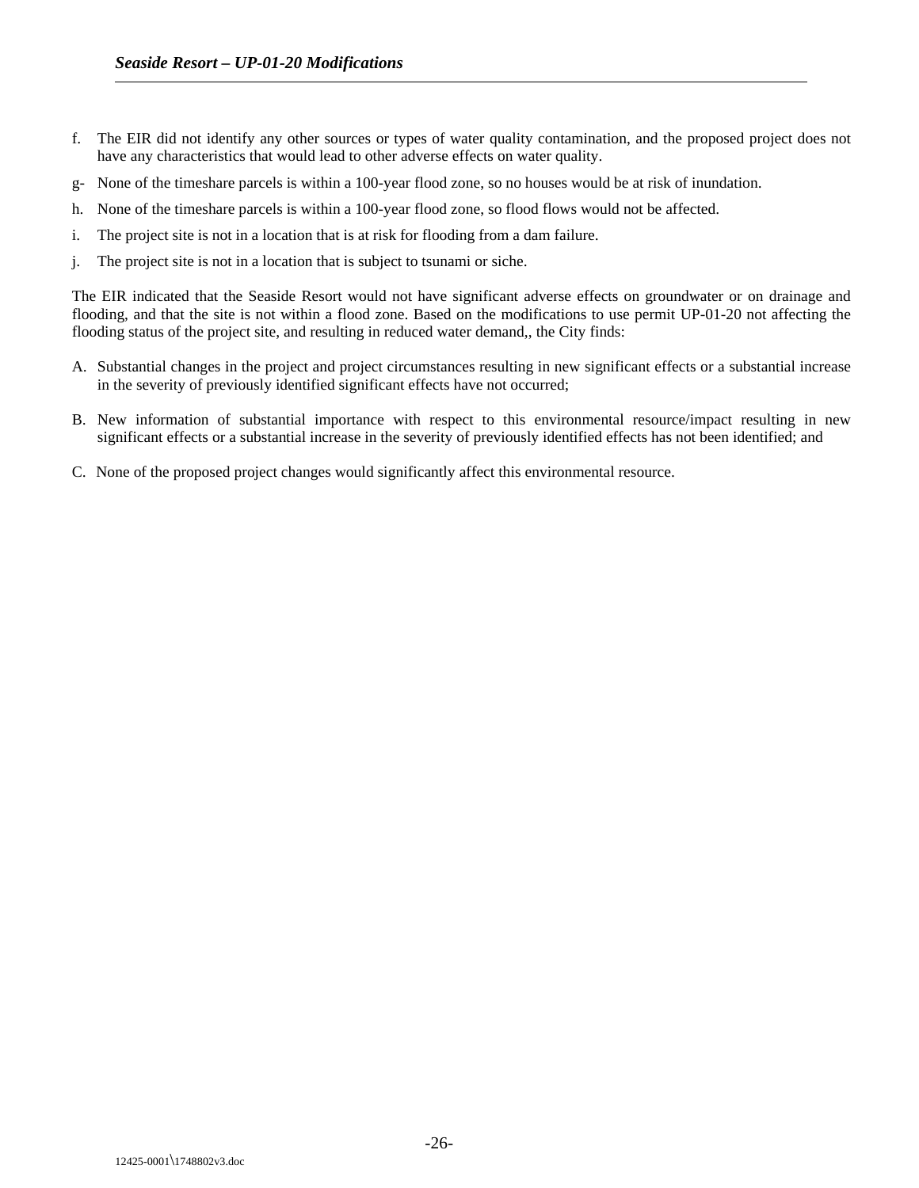f. The EIR did not identify any other sources or types of water quality contamination, and the proposed project does not have any characteristics that would lead to other adverse effects on water quality.

g- None of the timeshare parcels is within a 100-year flood zone, so no houses would be at risk of inundation.

h. None of the timeshare parcels is within a 100-year flood zone, so flood flows would not be affected.

i. The project site is not in a location that is at risk for flooding from a dam failure.

j. The project site is not in a location that is subject to tsunami or siche.

The EIR indicated that the Seaside Resort would not have significant adverse effects on groundwater or on drainage and flooding, and that the site is not within a flood zone. Based on the modifications to use permit UP-01-20 not affecting the flooding status of the project site, and resulting in reduced water demand,, the City finds:

A. Substantial changes in the project and project circumstances resulting in new significant effects or a substantial increase in the severity of previously identified significant effects have not occurred;

B. New information of substantial importance with respect to this environmental resource/impact resulting in new significant effects or a substantial increase in the severity of previously identified effects has not been identified; and

C. None of the proposed project changes would significantly affect this environmental resource.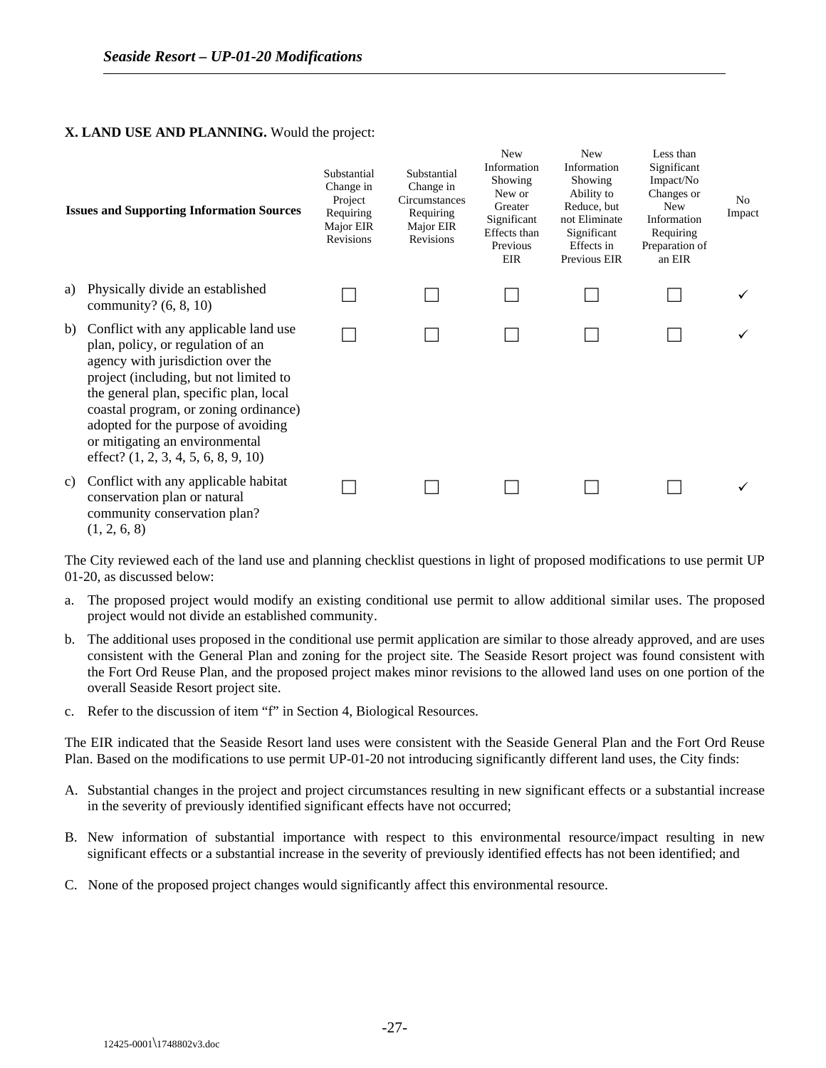**X. LAND USE AND PLANNING.** Would the project:

| Issues and Supporting Information Sources | Substantial Change in Project Requiring Major EIR Revisions | Substantial Change in Circumstances Requiring Major EIR Revisions | New Information Showing New or Greater Significant Effects than Previous EIR | New Information Showing Ability to Reduce, but not Eliminate Significant Effects in Previous EIR | Less than Significant Impact/No Changes or New Information Requiring Preparation of an EIR | No Impact |
|---|---|---|---|---|---|---|
| a) Physically divide an established community? (6, 8, 10) | ☐ | ☐ | ☐ | ☐ | ☐ | ✓ |
| b) Conflict with any applicable land use plan, policy, or regulation of an agency with jurisdiction over the project (including, but not limited to the general plan, specific plan, local coastal program, or zoning ordinance) adopted for the purpose of avoiding or mitigating an environmental effect? (1, 2, 3, 4, 5, 6, 8, 9, 10) | ☐ | ☐ | ☐ | ☐ | ☐ | ✓ |
| c) Conflict with any applicable habitat conservation plan or natural community conservation plan? (1, 2, 6, 8) | ☐ | ☐ | ☐ | ☐ | ☐ | ✓ |

The City reviewed each of the land use and planning checklist questions in light of proposed modifications to use permit UP 01-20, as discussed below:

a. The proposed project would modify an existing conditional use permit to allow additional similar uses. The proposed project would not divide an established community.

b. The additional uses proposed in the conditional use permit application are similar to those already approved, and are uses consistent with the General Plan and zoning for the project site. The Seaside Resort project was found consistent with the Fort Ord Reuse Plan, and the proposed project makes minor revisions to the allowed land uses on one portion of the overall Seaside Resort project site.

c. Refer to the discussion of item "f" in Section 4, Biological Resources.

The EIR indicated that the Seaside Resort land uses were consistent with the Seaside General Plan and the Fort Ord Reuse Plan. Based on the modifications to use permit UP-01-20 not introducing significantly different land uses, the City finds:

A. Substantial changes in the project and project circumstances resulting in new significant effects or a substantial increase in the severity of previously identified significant effects have not occurred;

B. New information of substantial importance with respect to this environmental resource/impact resulting in new significant effects or a substantial increase in the severity of previously identified effects has not been identified; and

C. None of the proposed project changes would significantly affect this environmental resource.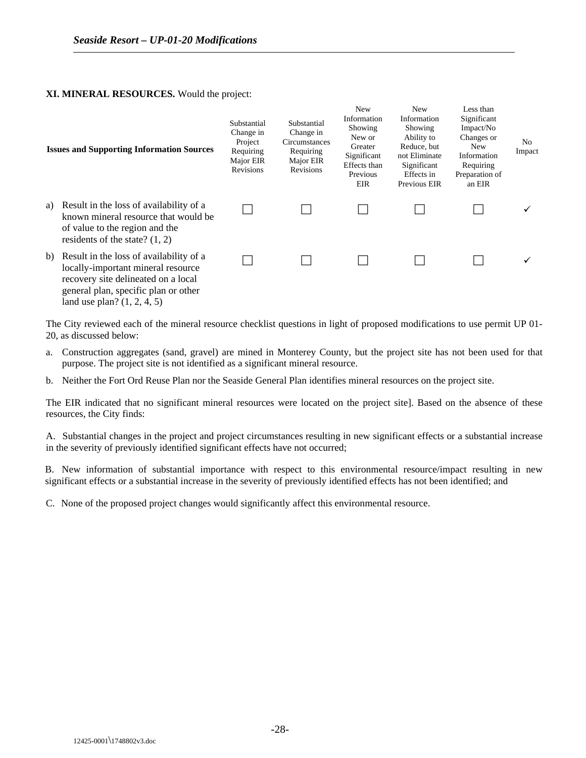**XI. MINERAL RESOURCES.** Would the project:

| Issues and Supporting Information Sources | Substantial Change in Project Requiring Major EIR Revisions | Substantial Change in Circumstances Requiring Major EIR Revisions | New Information Showing New or Greater Significant Effects than Previous EIR | New Information Showing Ability to Reduce, but not Eliminate Significant Effects in Previous EIR | Less than Significant Impact/No Changes or New Information Requiring Preparation of an EIR | No Impact |
|---|---|---|---|---|---|---|
| a) Result in the loss of availability of a known mineral resource that would be of value to the region and the residents of the state? (1, 2) | ☐ | ☐ | ☐ | ☐ | ☐ | ✓ |
| b) Result in the loss of availability of a locally-important mineral resource recovery site delineated on a local general plan, specific plan or other land use plan? (1, 2, 4, 5) | ☐ | ☐ | ☐ | ☐ | ☐ | ✓ |

The City reviewed each of the mineral resource checklist questions in light of proposed modifications to use permit UP 01-20, as discussed below:

a. Construction aggregates (sand, gravel) are mined in Monterey County, but the project site has not been used for that purpose. The project site is not identified as a significant mineral resource.

b. Neither the Fort Ord Reuse Plan nor the Seaside General Plan identifies mineral resources on the project site.

The EIR indicated that no significant mineral resources were located on the project site]. Based on the absence of these resources, the City finds:

A. Substantial changes in the project and project circumstances resulting in new significant effects or a substantial increase in the severity of previously identified significant effects have not occurred;

B. New information of substantial importance with respect to this environmental resource/impact resulting in new significant effects or a substantial increase in the severity of previously identified effects has not been identified; and

C. None of the proposed project changes would significantly affect this environmental resource.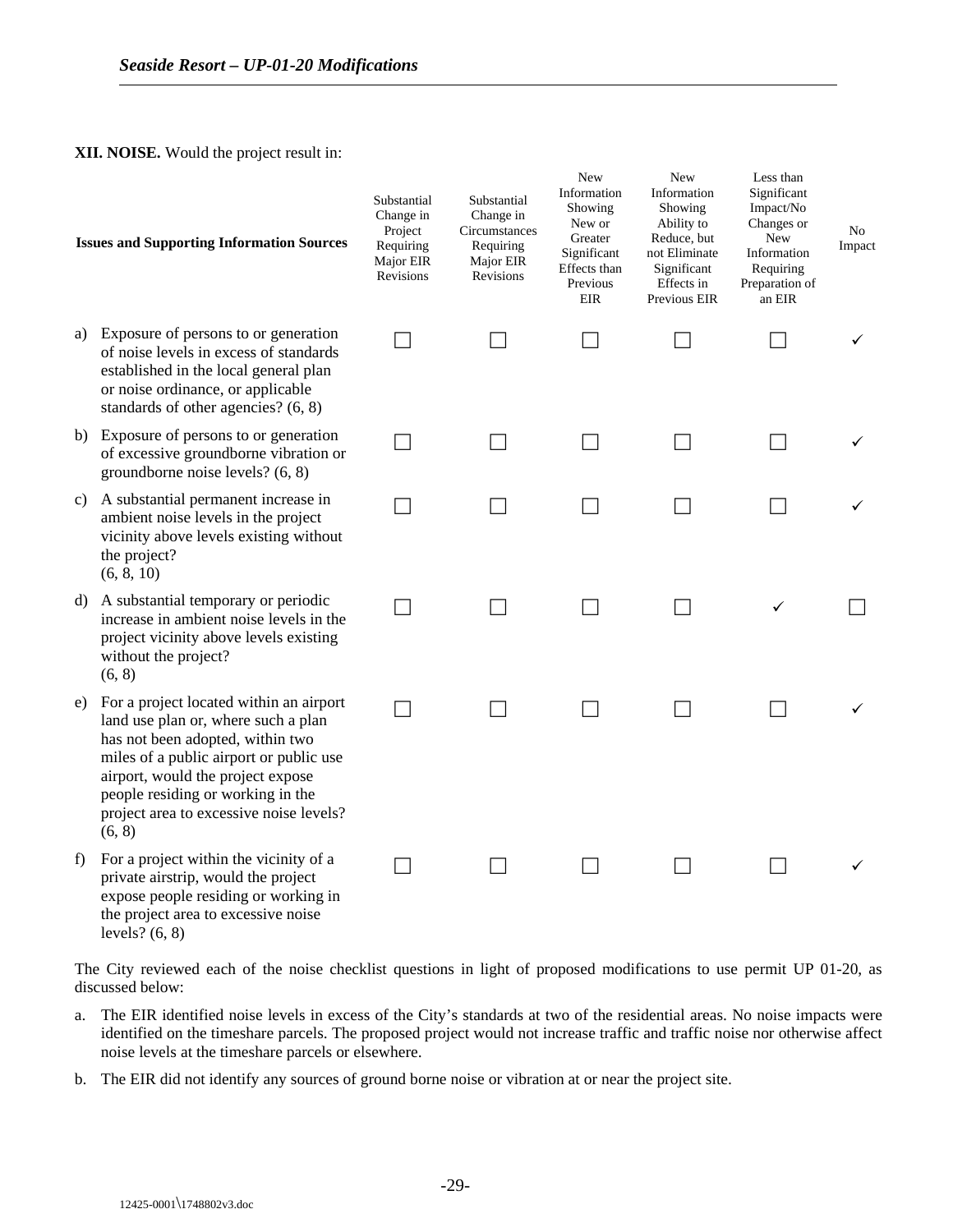**XII. NOISE.** Would the project result in:

| Issues and Supporting Information Sources | Substantial Change in Project Requiring Major EIR Revisions | Substantial Change in Circumstances Requiring Major EIR Revisions | New Information Showing New or Greater Significant Effects than Previous EIR | New Information Showing Ability to Reduce, but not Eliminate Significant Effects in Previous EIR | Less than Significant Impact/No Changes or New Information Requiring Preparation of an EIR | No Impact |
|---|---|---|---|---|---|---|
| a) Exposure of persons to or generation of noise levels in excess of standards established in the local general plan or noise ordinance, or applicable standards of other agencies? (6, 8) | ☐ | ☐ | ☐ | ☐ | ☐ | ✓ |
| b) Exposure of persons to or generation of excessive groundborne vibration or groundborne noise levels? (6, 8) | ☐ | ☐ | ☐ | ☐ | ☐ | ✓ |
| c) A substantial permanent increase in ambient noise levels in the project vicinity above levels existing without the project? (6, 8, 10) | ☐ | ☐ | ☐ | ☐ | ☐ | ✓ |
| d) A substantial temporary or periodic increase in ambient noise levels in the project vicinity above levels existing without the project? (6, 8) | ☐ | ☐ | ☐ | ☐ | ✓ | ☐ |
| e) For a project located within an airport land use plan or, where such a plan has not been adopted, within two miles of a public airport or public use airport, would the project expose people residing or working in the project area to excessive noise levels? (6, 8) | ☐ | ☐ | ☐ | ☐ | ☐ | ✓ |
| f) For a project within the vicinity of a private airstrip, would the project expose people residing or working in the project area to excessive noise levels? (6, 8) | ☐ | ☐ | ☐ | ☐ | ☐ | ✓ |

The City reviewed each of the noise checklist questions in light of proposed modifications to use permit UP 01-20, as discussed below:

a. The EIR identified noise levels in excess of the City's standards at two of the residential areas. No noise impacts were identified on the timeshare parcels. The proposed project would not increase traffic and traffic noise nor otherwise affect noise levels at the timeshare parcels or elsewhere.

b. The EIR did not identify any sources of ground borne noise or vibration at or near the project site.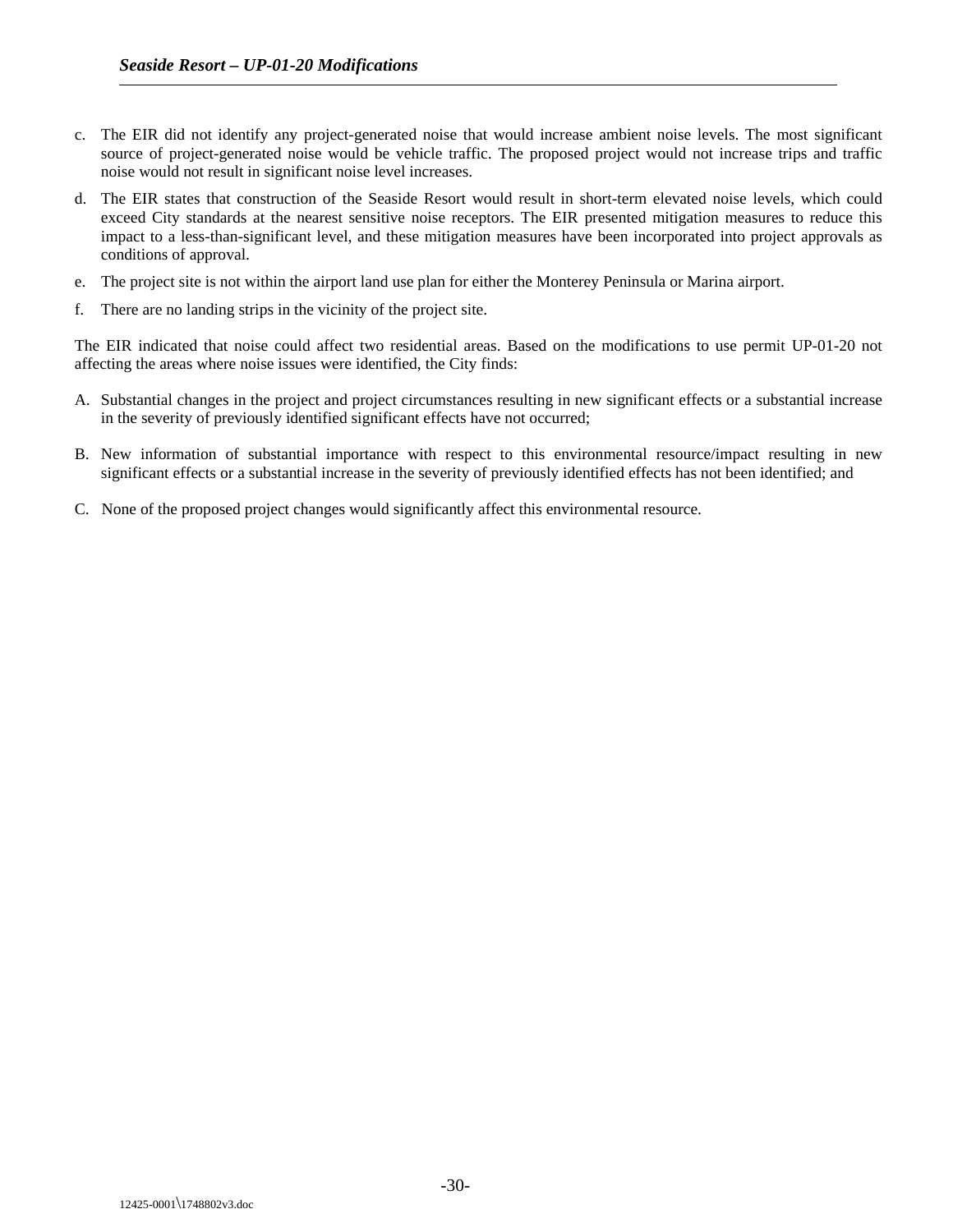c. The EIR did not identify any project-generated noise that would increase ambient noise levels. The most significant source of project-generated noise would be vehicle traffic. The proposed project would not increase trips and traffic noise would not result in significant noise level increases.

d. The EIR states that construction of the Seaside Resort would result in short-term elevated noise levels, which could exceed City standards at the nearest sensitive noise receptors. The EIR presented mitigation measures to reduce this impact to a less-than-significant level, and these mitigation measures have been incorporated into project approvals as conditions of approval.

e. The project site is not within the airport land use plan for either the Monterey Peninsula or Marina airport.

f. There are no landing strips in the vicinity of the project site.

The EIR indicated that noise could affect two residential areas. Based on the modifications to use permit UP-01-20 not affecting the areas where noise issues were identified, the City finds:

A. Substantial changes in the project and project circumstances resulting in new significant effects or a substantial increase in the severity of previously identified significant effects have not occurred;

B. New information of substantial importance with respect to this environmental resource/impact resulting in new significant effects or a substantial increase in the severity of previously identified effects has not been identified; and

C. None of the proposed project changes would significantly affect this environmental resource.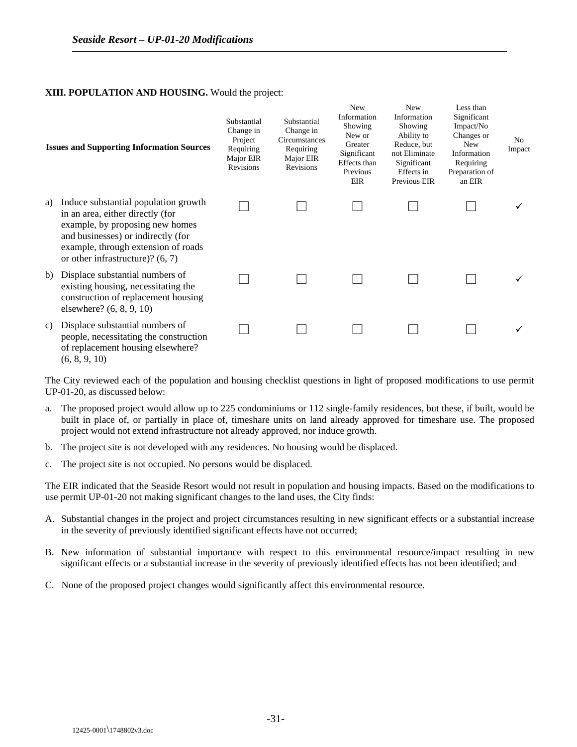**XIII. POPULATION AND HOUSING.** Would the project:

| Issues and Supporting Information Sources | Substantial Change in Project Requiring Major EIR Revisions | Substantial Change in Circumstances Requiring Major EIR Revisions | New Information Showing New or Greater Significant Effects than Previous EIR | New Information Showing Ability to Reduce, but not Eliminate Significant Effects in Previous EIR | Less than Significant Impact/No Changes or New Information Requiring Preparation of an EIR | No Impact |
|---|---|---|---|---|---|---|
| a) Induce substantial population growth in an area, either directly (for example, by proposing new homes and businesses) or indirectly (for example, through extension of roads or other infrastructure)? (6, 7) | ☐ | ☐ | ☐ | ☐ | ☐ | ✓ |
| b) Displace substantial numbers of existing housing, necessitating the construction of replacement housing elsewhere? (6, 8, 9, 10) | ☐ | ☐ | ☐ | ☐ | ☐ | ✓ |
| c) Displace substantial numbers of people, necessitating the construction of replacement housing elsewhere? (6, 8, 9, 10) | ☐ | ☐ | ☐ | ☐ | ☐ | ✓ |

The City reviewed each of the population and housing checklist questions in light of proposed modifications to use permit UP-01-20, as discussed below:

a. The proposed project would allow up to 225 condominiums or 112 single-family residences, but these, if built, would be built in place of, or partially in place of, timeshare units on land already approved for timeshare use. The proposed project would not extend infrastructure not already approved, nor induce growth.

b. The project site is not developed with any residences. No housing would be displaced.

c. The project site is not occupied. No persons would be displaced.

The EIR indicated that the Seaside Resort would not result in population and housing impacts. Based on the modifications to use permit UP-01-20 not making significant changes to the land uses, the City finds:

A. Substantial changes in the project and project circumstances resulting in new significant effects or a substantial increase in the severity of previously identified significant effects have not occurred;

B. New information of substantial importance with respect to this environmental resource/impact resulting in new significant effects or a substantial increase in the severity of previously identified effects has not been identified; and

C. None of the proposed project changes would significantly affect this environmental resource.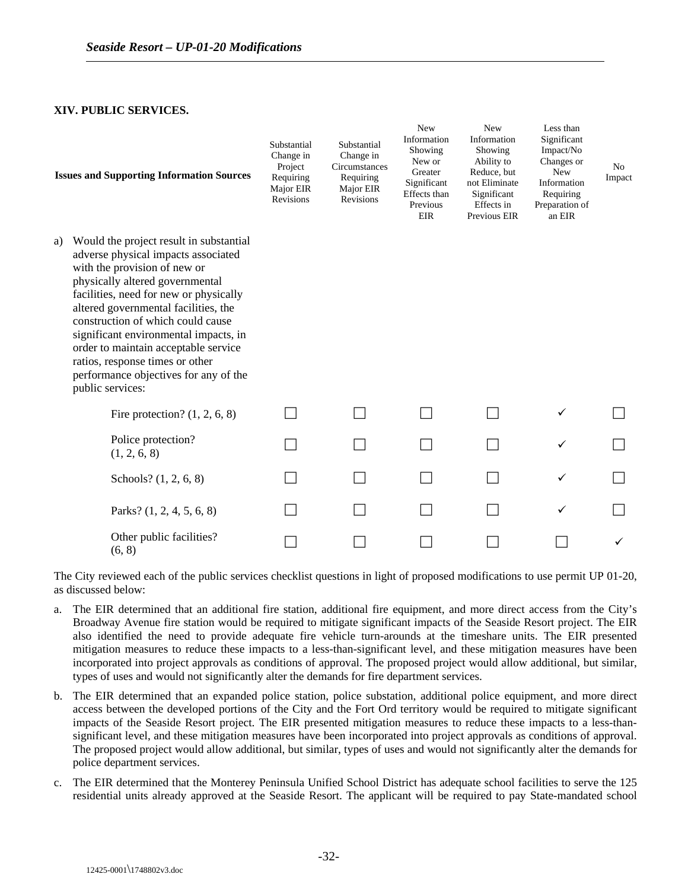## XIV. PUBLIC SERVICES.

| Issues and Supporting Information Sources | Substantial Change in Project Requiring Major EIR Revisions | Substantial Change in Circumstances Requiring Major EIR Revisions | New Information Showing New or Greater Significant Effects than Previous EIR | New Information Showing Ability to Reduce, but not Eliminate Significant Effects in Previous EIR | Less than Significant Impact/No Changes or New Information Requiring Preparation of an EIR | No Impact |
|---|---|---|---|---|---|---|
| a) Would the project result in substantial adverse physical impacts associated with the provision of new or physically altered governmental facilities, need for new or physically altered governmental facilities, the construction of which could cause significant environmental impacts, in order to maintain acceptable service ratios, response times or other performance objectives for any of the public services: | | | | | | |
| Fire protection? (1, 2, 6, 8) | ☐ | ☐ | ☐ | ☐ | ✓ | ☐ |
| Police protection? (1, 2, 6, 8) | ☐ | ☐ | ☐ | ☐ | ✓ | ☐ |
| Schools? (1, 2, 6, 8) | ☐ | ☐ | ☐ | ☐ | ✓ | ☐ |
| Parks? (1, 2, 4, 5, 6, 8) | ☐ | ☐ | ☐ | ☐ | ✓ | ☐ |
| Other public facilities? (6, 8) | ☐ | ☐ | ☐ | ☐ | ☐ | ✓ |

The City reviewed each of the public services checklist questions in light of proposed modifications to use permit UP 01-20, as discussed below:

a. The EIR determined that an additional fire station, additional fire equipment, and more direct access from the City's Broadway Avenue fire station would be required to mitigate significant impacts of the Seaside Resort project. The EIR also identified the need to provide adequate fire vehicle turn-arounds at the timeshare units. The EIR presented mitigation measures to reduce these impacts to a less-than-significant level, and these mitigation measures have been incorporated into project approvals as conditions of approval. The proposed project would allow additional, but similar, types of uses and would not significantly alter the demands for fire department services.

b. The EIR determined that an expanded police station, police substation, additional police equipment, and more direct access between the developed portions of the City and the Fort Ord territory would be required to mitigate significant impacts of the Seaside Resort project. The EIR presented mitigation measures to reduce these impacts to a less-than-significant level, and these mitigation measures have been incorporated into project approvals as conditions of approval. The proposed project would allow additional, but similar, types of uses and would not significantly alter the demands for police department services.

c. The EIR determined that the Monterey Peninsula Unified School District has adequate school facilities to serve the 125 residential units already approved at the Seaside Resort. The applicant will be required to pay State-mandated school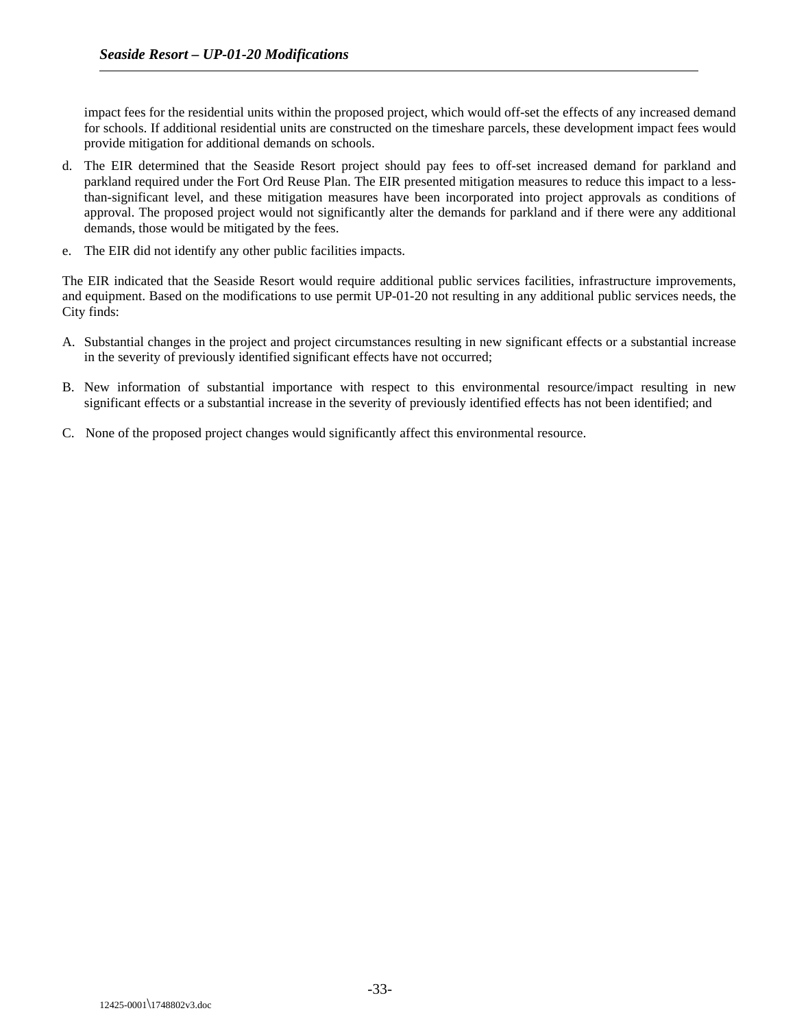impact fees for the residential units within the proposed project, which would off-set the effects of any increased demand for schools. If additional residential units are constructed on the timeshare parcels, these development impact fees would provide mitigation for additional demands on schools.

d. The EIR determined that the Seaside Resort project should pay fees to off-set increased demand for parkland and parkland required under the Fort Ord Reuse Plan. The EIR presented mitigation measures to reduce this impact to a less-than-significant level, and these mitigation measures have been incorporated into project approvals as conditions of approval. The proposed project would not significantly alter the demands for parkland and if there were any additional demands, those would be mitigated by the fees.

e. The EIR did not identify any other public facilities impacts.

The EIR indicated that the Seaside Resort would require additional public services facilities, infrastructure improvements, and equipment. Based on the modifications to use permit UP-01-20 not resulting in any additional public services needs, the City finds:

A. Substantial changes in the project and project circumstances resulting in new significant effects or a substantial increase in the severity of previously identified significant effects have not occurred;

B. New information of substantial importance with respect to this environmental resource/impact resulting in new significant effects or a substantial increase in the severity of previously identified effects has not been identified; and

C. None of the proposed project changes would significantly affect this environmental resource.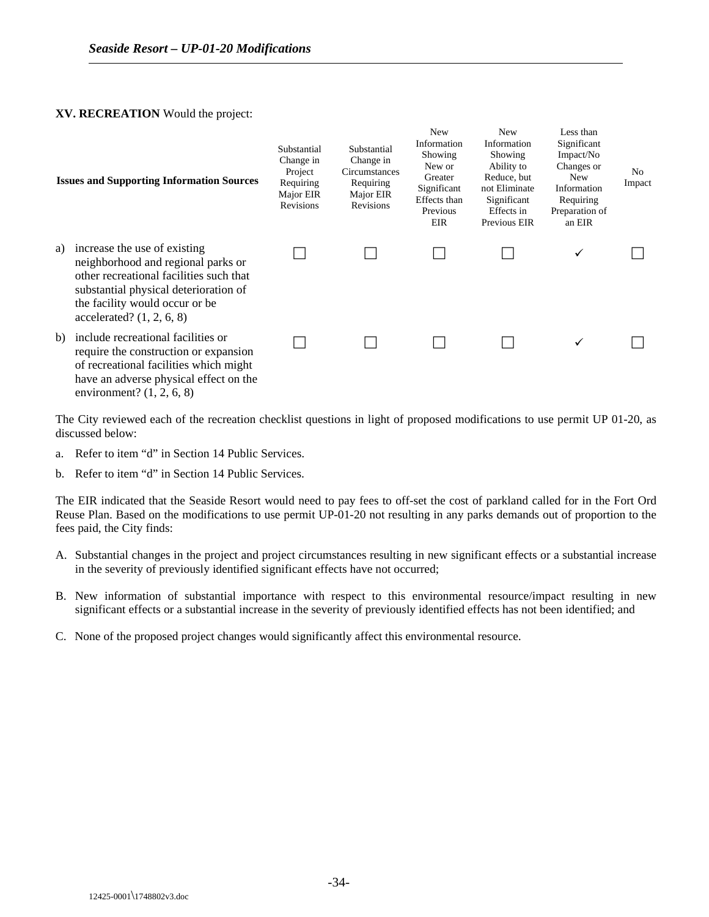**XV. RECREATION** Would the project:

| Issues and Supporting Information Sources | Substantial Change in Project Requiring Major EIR Revisions | Substantial Change in Circumstances Requiring Major EIR Revisions | New Information Showing New or Greater Significant Effects than Previous EIR | New Information Showing Ability to Reduce, but not Eliminate Significant Effects in Previous EIR | Less than Significant Impact/No Changes or New Information Requiring Preparation of an EIR | No Impact |
|---|---|---|---|---|---|---|
| a) increase the use of existing neighborhood and regional parks or other recreational facilities such that substantial physical deterioration of the facility would occur or be accelerated? (1, 2, 6, 8) | ☐ | ☐ | ☐ | ☐ | ✓ | ☐ |
| b) include recreational facilities or require the construction or expansion of recreational facilities which might have an adverse physical effect on the environment? (1, 2, 6, 8) | ☐ | ☐ | ☐ | ☐ | ✓ | ☐ |

The City reviewed each of the recreation checklist questions in light of proposed modifications to use permit UP 01-20, as discussed below:

a. Refer to item "d" in Section 14 Public Services.

b. Refer to item "d" in Section 14 Public Services.

The EIR indicated that the Seaside Resort would need to pay fees to off-set the cost of parkland called for in the Fort Ord Reuse Plan. Based on the modifications to use permit UP-01-20 not resulting in any parks demands out of proportion to the fees paid, the City finds:

A. Substantial changes in the project and project circumstances resulting in new significant effects or a substantial increase in the severity of previously identified significant effects have not occurred;

B. New information of substantial importance with respect to this environmental resource/impact resulting in new significant effects or a substantial increase in the severity of previously identified effects has not been identified; and

C. None of the proposed project changes would significantly affect this environmental resource.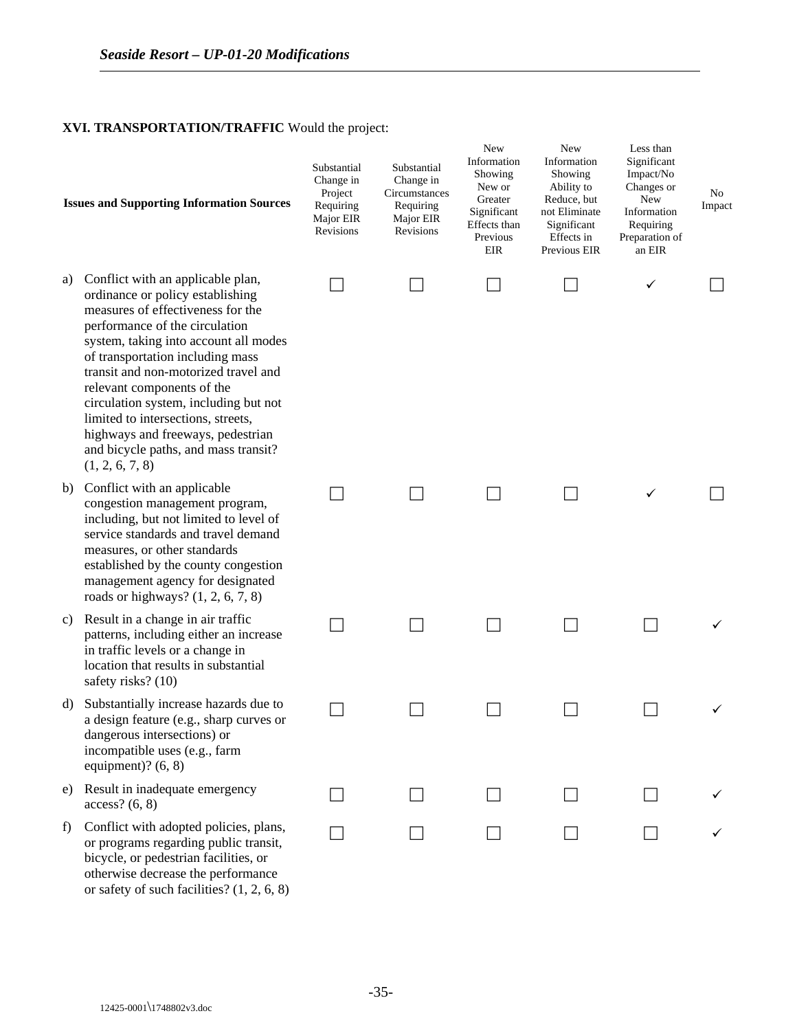**XVI. TRANSPORTATION/TRAFFIC** Would the project:

| Issues and Supporting Information Sources | Substantial Change in Project Requiring Major EIR Revisions | Substantial Change in Circumstances Requiring Major EIR Revisions | New Information Showing New or Greater Significant Effects than Previous EIR | New Information Showing Ability to Reduce, but not Eliminate Significant Effects in Previous EIR | Less than Significant Impact/No Changes or New Information Requiring Preparation of an EIR | No Impact |
|---|---|---|---|---|---|---|
| a) Conflict with an applicable plan, ordinance or policy establishing measures of effectiveness for the performance of the circulation system, taking into account all modes of transportation including mass transit and non-motorized travel and relevant components of the circulation system, including but not limited to intersections, streets, highways and freeways, pedestrian and bicycle paths, and mass transit? (1, 2, 6, 7, 8) | ☐ | ☐ | ☐ | ☐ | ✓ | ☐ |
| b) Conflict with an applicable congestion management program, including, but not limited to level of service standards and travel demand measures, or other standards established by the county congestion management agency for designated roads or highways? (1, 2, 6, 7, 8) | ☐ | ☐ | ☐ | ☐ | ✓ | ☐ |
| c) Result in a change in air traffic patterns, including either an increase in traffic levels or a change in location that results in substantial safety risks? (10) | ☐ | ☐ | ☐ | ☐ | ☐ | ✓ |
| d) Substantially increase hazards due to a design feature (e.g., sharp curves or dangerous intersections) or incompatible uses (e.g., farm equipment)? (6, 8) | ☐ | ☐ | ☐ | ☐ | ☐ | ✓ |
| e) Result in inadequate emergency access? (6, 8) | ☐ | ☐ | ☐ | ☐ | ☐ | ✓ |
| f) Conflict with adopted policies, plans, or programs regarding public transit, bicycle, or pedestrian facilities, or otherwise decrease the performance or safety of such facilities? (1, 2, 6, 8) | ☐ | ☐ | ☐ | ☐ | ☐ | ✓ |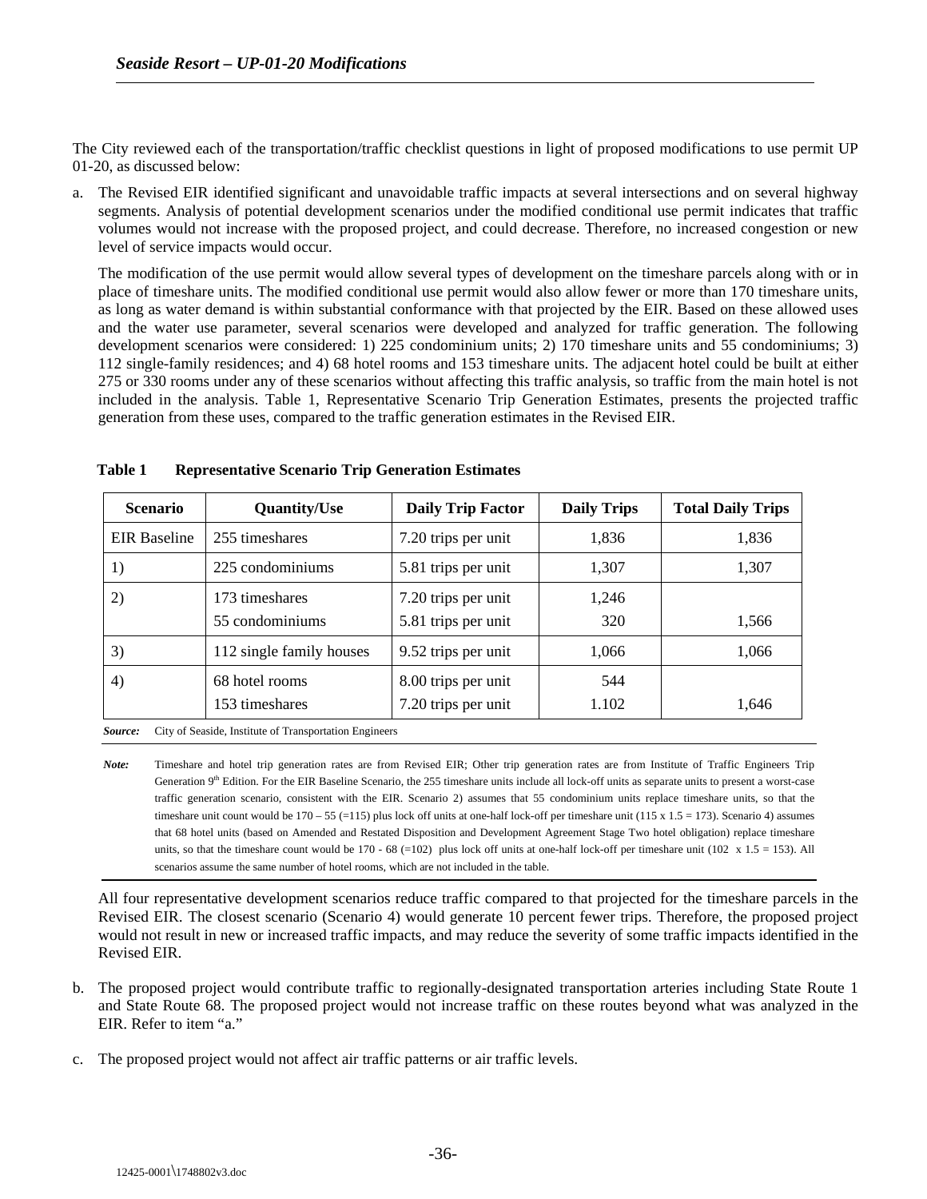The City reviewed each of the transportation/traffic checklist questions in light of proposed modifications to use permit UP 01-20, as discussed below:

a. The Revised EIR identified significant and unavoidable traffic impacts at several intersections and on several highway segments. Analysis of potential development scenarios under the modified conditional use permit indicates that traffic volumes would not increase with the proposed project, and could decrease. Therefore, no increased congestion or new level of service impacts would occur.

   The modification of the use permit would allow several types of development on the timeshare parcels along with or in place of timeshare units. The modified conditional use permit would also allow fewer or more than 170 timeshare units, as long as water demand is within substantial conformance with that projected by the EIR. Based on these allowed uses and the water use parameter, several scenarios were developed and analyzed for traffic generation. The following development scenarios were considered: 1) 225 condominium units; 2) 170 timeshare units and 55 condominiums; 3) 112 single-family residences; and 4) 68 hotel rooms and 153 timeshare units. The adjacent hotel could be built at either 275 or 330 rooms under any of these scenarios without affecting this traffic analysis, so traffic from the main hotel is not included in the analysis. Table 1, Representative Scenario Trip Generation Estimates, presents the projected traffic generation from these uses, compared to the traffic generation estimates in the Revised EIR.

**Table 1 Representative Scenario Trip Generation Estimates**

| Scenario | Quantity/Use | Daily Trip Factor | Daily Trips | Total Daily Trips |
|---|---|---|---|---|
| EIR Baseline | 255 timeshares | 7.20 trips per unit | 1,836 | 1,836 |
| 1) | 225 condominiums | 5.81 trips per unit | 1,307 | 1,307 |
| 2) | 173 timeshares<br>55 condominiums | 7.20 trips per unit<br>5.81 trips per unit | 1,246<br>320 | 1,566 |
| 3) | 112 single family houses | 9.52 trips per unit | 1,066 | 1,066 |
| 4) | 68 hotel rooms<br>153 timeshares | 8.00 trips per unit<br>7.20 trips per unit | 544<br>1.102 | 1,646 |

*Source:* City of Seaside, Institute of Transportation Engineers

*Note:* Timeshare and hotel trip generation rates are from Revised EIR; Other trip generation rates are from Institute of Traffic Engineers Trip Generation 9th Edition. For the EIR Baseline Scenario, the 255 timeshare units include all lock-off units as separate units to present a worst-case traffic generation scenario, consistent with the EIR. Scenario 2) assumes that 55 condominium units replace timeshare units, so that the timeshare unit count would be 170 – 55 (=115) plus lock off units at one-half lock-off per timeshare unit (115 x 1.5 = 173). Scenario 4) assumes that 68 hotel units (based on Amended and Restated Disposition and Development Agreement Stage Two hotel obligation) replace timeshare units, so that the timeshare count would be 170 - 68 (=102) plus lock off units at one-half lock-off per timeshare unit (102 x 1.5 = 153). All scenarios assume the same number of hotel rooms, which are not included in the table.

   All four representative development scenarios reduce traffic compared to that projected for the timeshare parcels in the Revised EIR. The closest scenario (Scenario 4) would generate 10 percent fewer trips. Therefore, the proposed project would not result in new or increased traffic impacts, and may reduce the severity of some traffic impacts identified in the Revised EIR.

b. The proposed project would contribute traffic to regionally-designated transportation arteries including State Route 1 and State Route 68. The proposed project would not increase traffic on these routes beyond what was analyzed in the EIR. Refer to item "a."

c. The proposed project would not affect air traffic patterns or air traffic levels.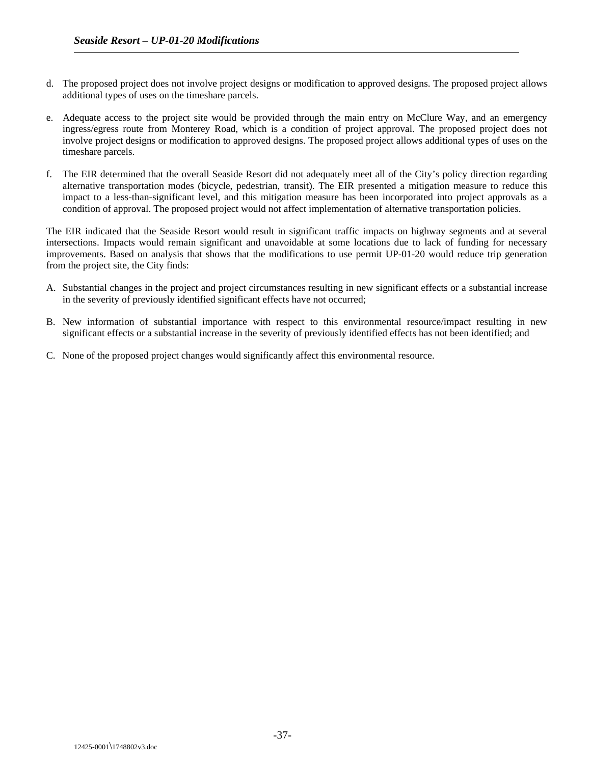d. The proposed project does not involve project designs or modification to approved designs. The proposed project allows additional types of uses on the timeshare parcels.

e. Adequate access to the project site would be provided through the main entry on McClure Way, and an emergency ingress/egress route from Monterey Road, which is a condition of project approval. The proposed project does not involve project designs or modification to approved designs. The proposed project allows additional types of uses on the timeshare parcels.

f. The EIR determined that the overall Seaside Resort did not adequately meet all of the City's policy direction regarding alternative transportation modes (bicycle, pedestrian, transit). The EIR presented a mitigation measure to reduce this impact to a less-than-significant level, and this mitigation measure has been incorporated into project approvals as a condition of approval. The proposed project would not affect implementation of alternative transportation policies.

The EIR indicated that the Seaside Resort would result in significant traffic impacts on highway segments and at several intersections. Impacts would remain significant and unavoidable at some locations due to lack of funding for necessary improvements. Based on analysis that shows that the modifications to use permit UP-01-20 would reduce trip generation from the project site, the City finds:

A. Substantial changes in the project and project circumstances resulting in new significant effects or a substantial increase in the severity of previously identified significant effects have not occurred;

B. New information of substantial importance with respect to this environmental resource/impact resulting in new significant effects or a substantial increase in the severity of previously identified effects has not been identified; and

C. None of the proposed project changes would significantly affect this environmental resource.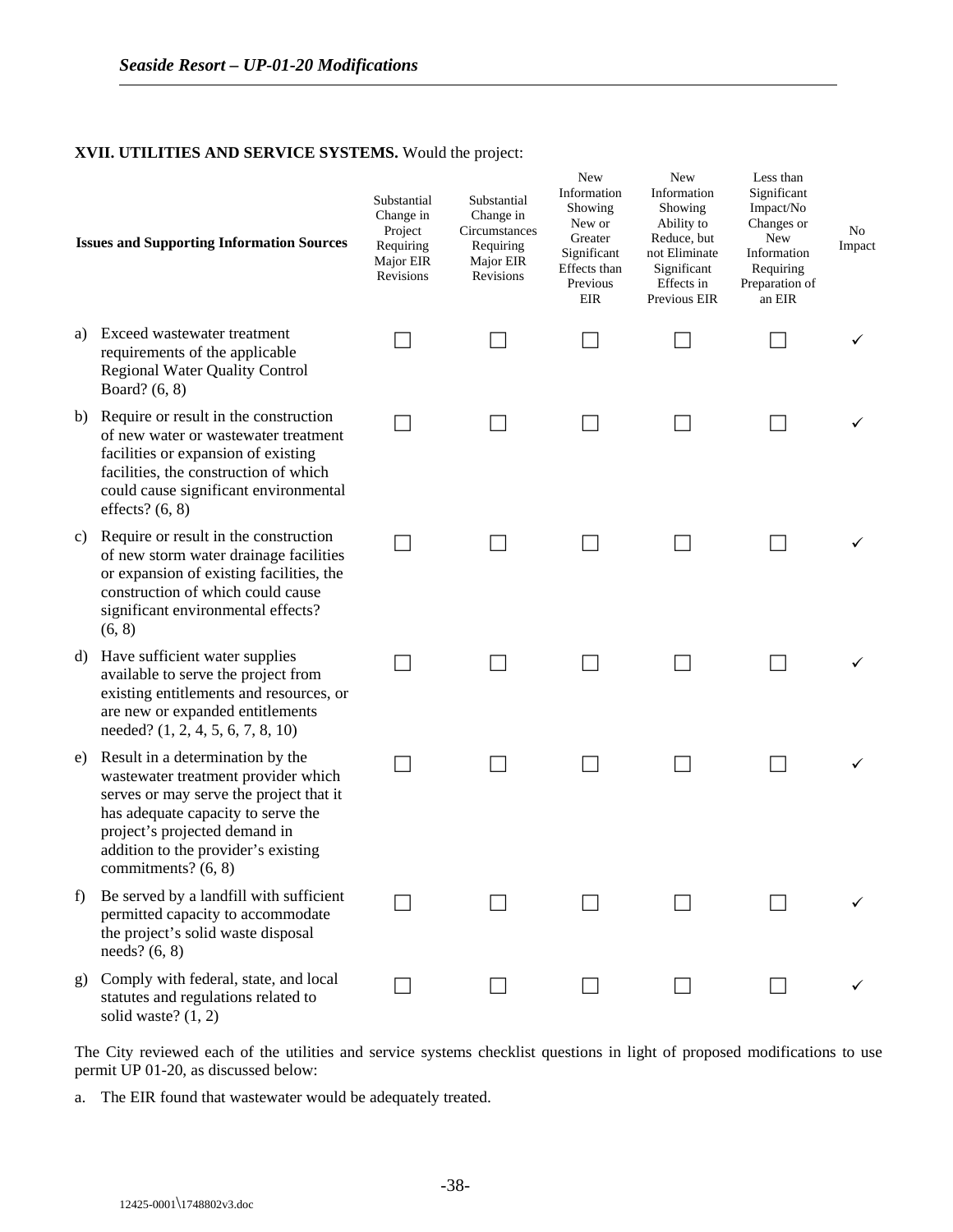**XVII. UTILITIES AND SERVICE SYSTEMS.** Would the project:

| Issues and Supporting Information Sources | Substantial Change in Project Requiring Major EIR Revisions | Substantial Change in Circumstances Requiring Major EIR Revisions | New Information Showing New or Greater Significant Effects than Previous EIR | New Information Showing Ability to Reduce, but not Eliminate Significant Effects in Previous EIR | Less than Significant Impact/No Changes or New Information Requiring Preparation of an EIR | No Impact |
|---|---|---|---|---|---|---|
| a) Exceed wastewater treatment requirements of the applicable Regional Water Quality Control Board? (6, 8) | ☐ | ☐ | ☐ | ☐ | ☐ | ✓ |
| b) Require or result in the construction of new water or wastewater treatment facilities or expansion of existing facilities, the construction of which could cause significant environmental effects? (6, 8) | ☐ | ☐ | ☐ | ☐ | ☐ | ✓ |
| c) Require or result in the construction of new storm water drainage facilities or expansion of existing facilities, the construction of which could cause significant environmental effects? (6, 8) | ☐ | ☐ | ☐ | ☐ | ☐ | ✓ |
| d) Have sufficient water supplies available to serve the project from existing entitlements and resources, or are new or expanded entitlements needed? (1, 2, 4, 5, 6, 7, 8, 10) | ☐ | ☐ | ☐ | ☐ | ☐ | ✓ |
| e) Result in a determination by the wastewater treatment provider which serves or may serve the project that it has adequate capacity to serve the project's projected demand in addition to the provider's existing commitments? (6, 8) | ☐ | ☐ | ☐ | ☐ | ☐ | ✓ |
| f) Be served by a landfill with sufficient permitted capacity to accommodate the project's solid waste disposal needs? (6, 8) | ☐ | ☐ | ☐ | ☐ | ☐ | ✓ |
| g) Comply with federal, state, and local statutes and regulations related to solid waste? (1, 2) | ☐ | ☐ | ☐ | ☐ | ☐ | ✓ |

The City reviewed each of the utilities and service systems checklist questions in light of proposed modifications to use permit UP 01-20, as discussed below:

a. The EIR found that wastewater would be adequately treated.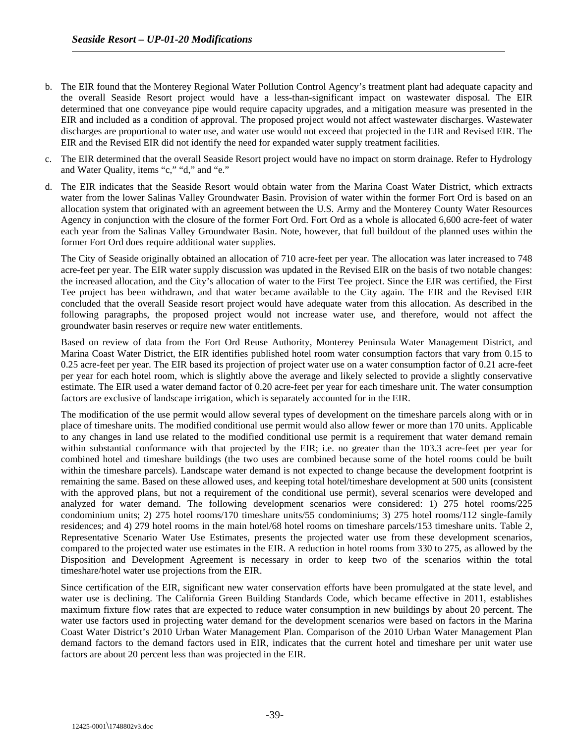b. The EIR found that the Monterey Regional Water Pollution Control Agency's treatment plant had adequate capacity and the overall Seaside Resort project would have a less-than-significant impact on wastewater disposal. The EIR determined that one conveyance pipe would require capacity upgrades, and a mitigation measure was presented in the EIR and included as a condition of approval. The proposed project would not affect wastewater discharges. Wastewater discharges are proportional to water use, and water use would not exceed that projected in the EIR and Revised EIR. The EIR and the Revised EIR did not identify the need for expanded water supply treatment facilities.

c. The EIR determined that the overall Seaside Resort project would have no impact on storm drainage. Refer to Hydrology and Water Quality, items "c," "d," and "e."

d. The EIR indicates that the Seaside Resort would obtain water from the Marina Coast Water District, which extracts water from the lower Salinas Valley Groundwater Basin. Provision of water within the former Fort Ord is based on an allocation system that originated with an agreement between the U.S. Army and the Monterey County Water Resources Agency in conjunction with the closure of the former Fort Ord. Fort Ord as a whole is allocated 6,600 acre-feet of water each year from the Salinas Valley Groundwater Basin. Note, however, that full buildout of the planned uses within the former Fort Ord does require additional water supplies.

   The City of Seaside originally obtained an allocation of 710 acre-feet per year. The allocation was later increased to 748 acre-feet per year. The EIR water supply discussion was updated in the Revised EIR on the basis of two notable changes: the increased allocation, and the City's allocation of water to the First Tee project. Since the EIR was certified, the First Tee project has been withdrawn, and that water became available to the City again. The EIR and the Revised EIR concluded that the overall Seaside resort project would have adequate water from this allocation. As described in the following paragraphs, the proposed project would not increase water use, and therefore, would not affect the groundwater basin reserves or require new water entitlements.

   Based on review of data from the Fort Ord Reuse Authority, Monterey Peninsula Water Management District, and Marina Coast Water District, the EIR identifies published hotel room water consumption factors that vary from 0.15 to 0.25 acre-feet per year. The EIR based its projection of project water use on a water consumption factor of 0.21 acre-feet per year for each hotel room, which is slightly above the average and likely selected to provide a slightly conservative estimate. The EIR used a water demand factor of 0.20 acre-feet per year for each timeshare unit. The water consumption factors are exclusive of landscape irrigation, which is separately accounted for in the EIR.

   The modification of the use permit would allow several types of development on the timeshare parcels along with or in place of timeshare units. The modified conditional use permit would also allow fewer or more than 170 units. Applicable to any changes in land use related to the modified conditional use permit is a requirement that water demand remain within substantial conformance with that projected by the EIR; i.e. no greater than the 103.3 acre-feet per year for combined hotel and timeshare buildings (the two uses are combined because some of the hotel rooms could be built within the timeshare parcels). Landscape water demand is not expected to change because the development footprint is remaining the same. Based on these allowed uses, and keeping total hotel/timeshare development at 500 units (consistent with the approved plans, but not a requirement of the conditional use permit), several scenarios were developed and analyzed for water demand. The following development scenarios were considered: 1) 275 hotel rooms/225 condominium units; 2) 275 hotel rooms/170 timeshare units/55 condominiums; 3) 275 hotel rooms/112 single-family residences; and 4) 279 hotel rooms in the main hotel/68 hotel rooms on timeshare parcels/153 timeshare units. Table 2, Representative Scenario Water Use Estimates, presents the projected water use from these development scenarios, compared to the projected water use estimates in the EIR. A reduction in hotel rooms from 330 to 275, as allowed by the Disposition and Development Agreement is necessary in order to keep two of the scenarios within the total timeshare/hotel water use projections from the EIR.

   Since certification of the EIR, significant new water conservation efforts have been promulgated at the state level, and water use is declining. The California Green Building Standards Code, which became effective in 2011, establishes maximum fixture flow rates that are expected to reduce water consumption in new buildings by about 20 percent. The water use factors used in projecting water demand for the development scenarios were based on factors in the Marina Coast Water District's 2010 Urban Water Management Plan. Comparison of the 2010 Urban Water Management Plan demand factors to the demand factors used in EIR, indicates that the current hotel and timeshare per unit water use factors are about 20 percent less than was projected in the EIR.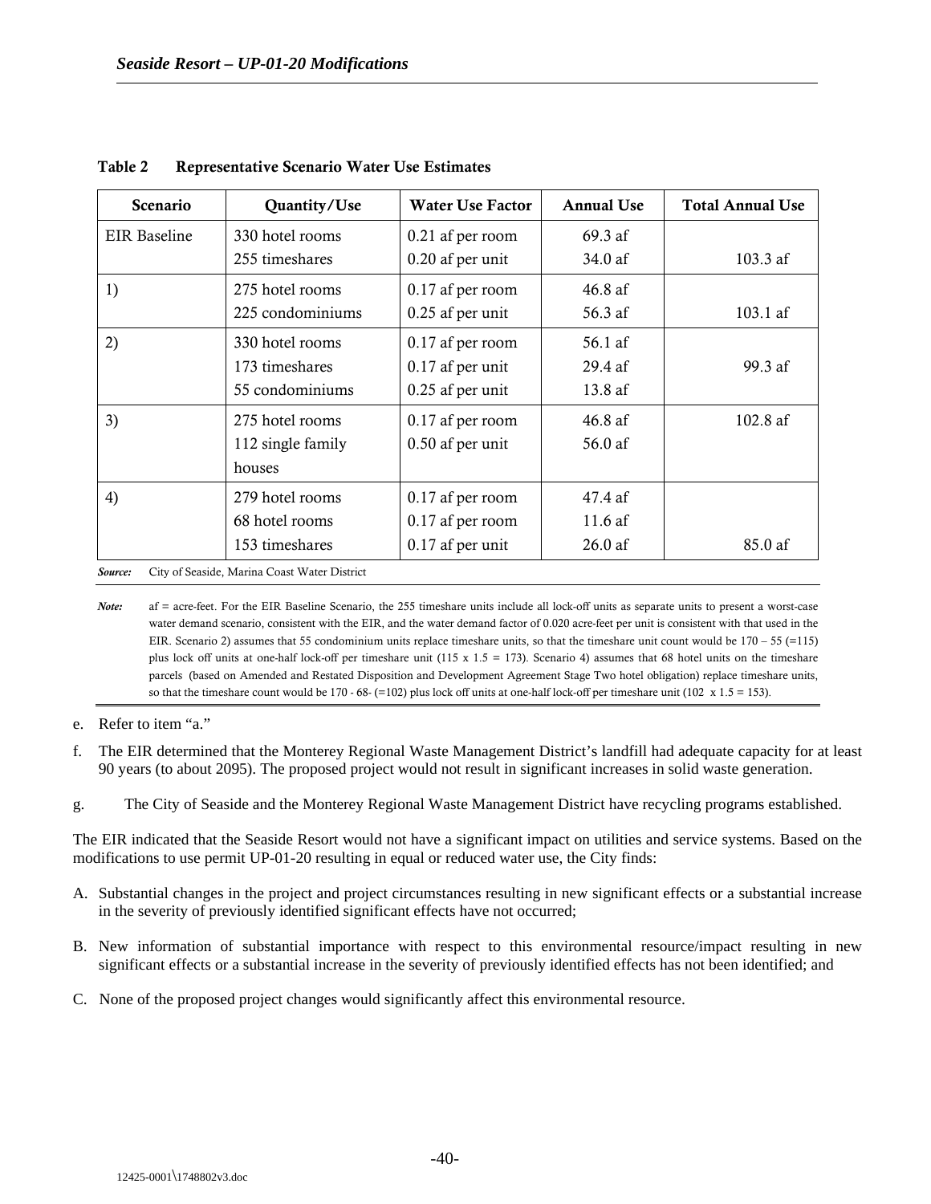**Table 2 Representative Scenario Water Use Estimates**

| Scenario | Quantity/Use | Water Use Factor | Annual Use | Total Annual Use |
|---|---|---|---|---|
| EIR Baseline | 330 hotel rooms<br>255 timeshares | 0.21 af per room<br>0.20 af per unit | 69.3 af<br>34.0 af | 103.3 af |
| 1) | 275 hotel rooms<br>225 condominiums | 0.17 af per room<br>0.25 af per unit | 46.8 af<br>56.3 af | 103.1 af |
| 2) | 330 hotel rooms<br>173 timeshares<br>55 condominiums | 0.17 af per room<br>0.17 af per unit<br>0.25 af per unit | 56.1 af<br>29.4 af<br>13.8 af | 99.3 af |
| 3) | 275 hotel rooms<br>112 single family houses | 0.17 af per room<br>0.50 af per unit | 46.8 af<br>56.0 af | 102.8 af |
| 4) | 279 hotel rooms<br>68 hotel rooms<br>153 timeshares | 0.17 af per room<br>0.17 af per room<br>0.17 af per unit | 47.4 af<br>11.6 af<br>26.0 af | 85.0 af |

*Source:* City of Seaside, Marina Coast Water District

*Note:* af = acre-feet. For the EIR Baseline Scenario, the 255 timeshare units include all lock-off units as separate units to present a worst-case water demand scenario, consistent with the EIR, and the water demand factor of 0.020 acre-feet per unit is consistent with that used in the EIR. Scenario 2) assumes that 55 condominium units replace timeshare units, so that the timeshare unit count would be 170 – 55 (=115) plus lock off units at one-half lock-off per timeshare unit (115 x 1.5 = 173). Scenario 4) assumes that 68 hotel units on the timeshare parcels (based on Amended and Restated Disposition and Development Agreement Stage Two hotel obligation) replace timeshare units, so that the timeshare count would be 170 - 68- (=102) plus lock off units at one-half lock-off per timeshare unit (102 x 1.5 = 153).

e. Refer to item "a."

f. The EIR determined that the Monterey Regional Waste Management District's landfill had adequate capacity for at least 90 years (to about 2095). The proposed project would not result in significant increases in solid waste generation.

g. The City of Seaside and the Monterey Regional Waste Management District have recycling programs established.

The EIR indicated that the Seaside Resort would not have a significant impact on utilities and service systems. Based on the modifications to use permit UP-01-20 resulting in equal or reduced water use, the City finds:

A. Substantial changes in the project and project circumstances resulting in new significant effects or a substantial increase in the severity of previously identified significant effects have not occurred;

B. New information of substantial importance with respect to this environmental resource/impact resulting in new significant effects or a substantial increase in the severity of previously identified effects has not been identified; and

C. None of the proposed project changes would significantly affect this environmental resource.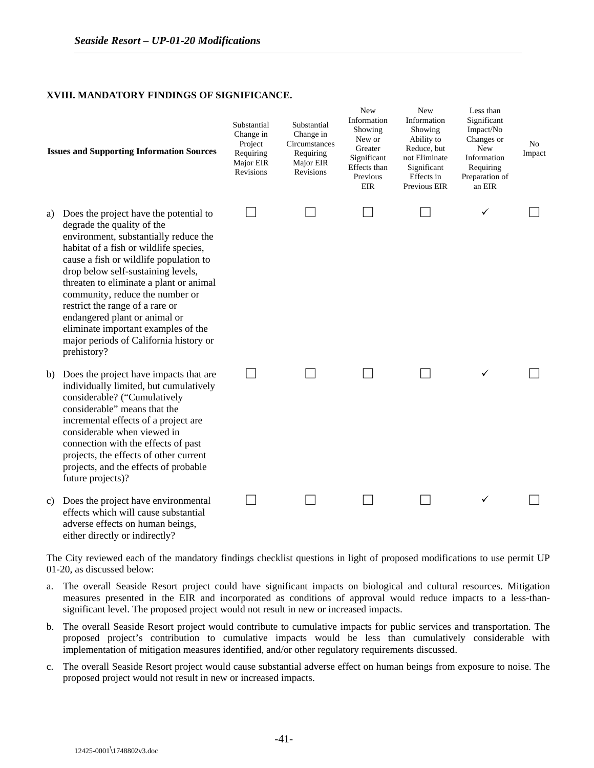## XVIII. MANDATORY FINDINGS OF SIGNIFICANCE.

| Issues and Supporting Information Sources | Substantial Change in Project Requiring Major EIR Revisions | Substantial Change in Circumstances Requiring Major EIR Revisions | New Information Showing New or Greater Significant Effects than Previous EIR | New Information Showing Ability to Reduce, but not Eliminate Significant Effects in Previous EIR | Less than Significant Impact/No Changes or New Information Requiring Preparation of an EIR | No Impact |
|---|---|---|---|---|---|---|
| a) Does the project have the potential to degrade the quality of the environment, substantially reduce the habitat of a fish or wildlife species, cause a fish or wildlife population to drop below self-sustaining levels, threaten to eliminate a plant or animal community, reduce the number or restrict the range of a rare or endangered plant or animal or eliminate important examples of the major periods of California history or prehistory? | ☐ | ☐ | ☐ | ☐ | ✓ | ☐ |
| b) Does the project have impacts that are individually limited, but cumulatively considerable? ("Cumulatively considerable" means that the incremental effects of a project are considerable when viewed in connection with the effects of past projects, the effects of other current projects, and the effects of probable future projects)? | ☐ | ☐ | ☐ | ☐ | ✓ | ☐ |
| c) Does the project have environmental effects which will cause substantial adverse effects on human beings, either directly or indirectly? | ☐ | ☐ | ☐ | ☐ | ✓ | ☐ |

The City reviewed each of the mandatory findings checklist questions in light of proposed modifications to use permit UP 01-20, as discussed below:

a. The overall Seaside Resort project could have significant impacts on biological and cultural resources. Mitigation measures presented in the EIR and incorporated as conditions of approval would reduce impacts to a less-than-significant level. The proposed project would not result in new or increased impacts.

b. The overall Seaside Resort project would contribute to cumulative impacts for public services and transportation. The proposed project's contribution to cumulative impacts would be less than cumulatively considerable with implementation of mitigation measures identified, and/or other regulatory requirements discussed.

c. The overall Seaside Resort project would cause substantial adverse effect on human beings from exposure to noise. The proposed project would not result in new or increased impacts.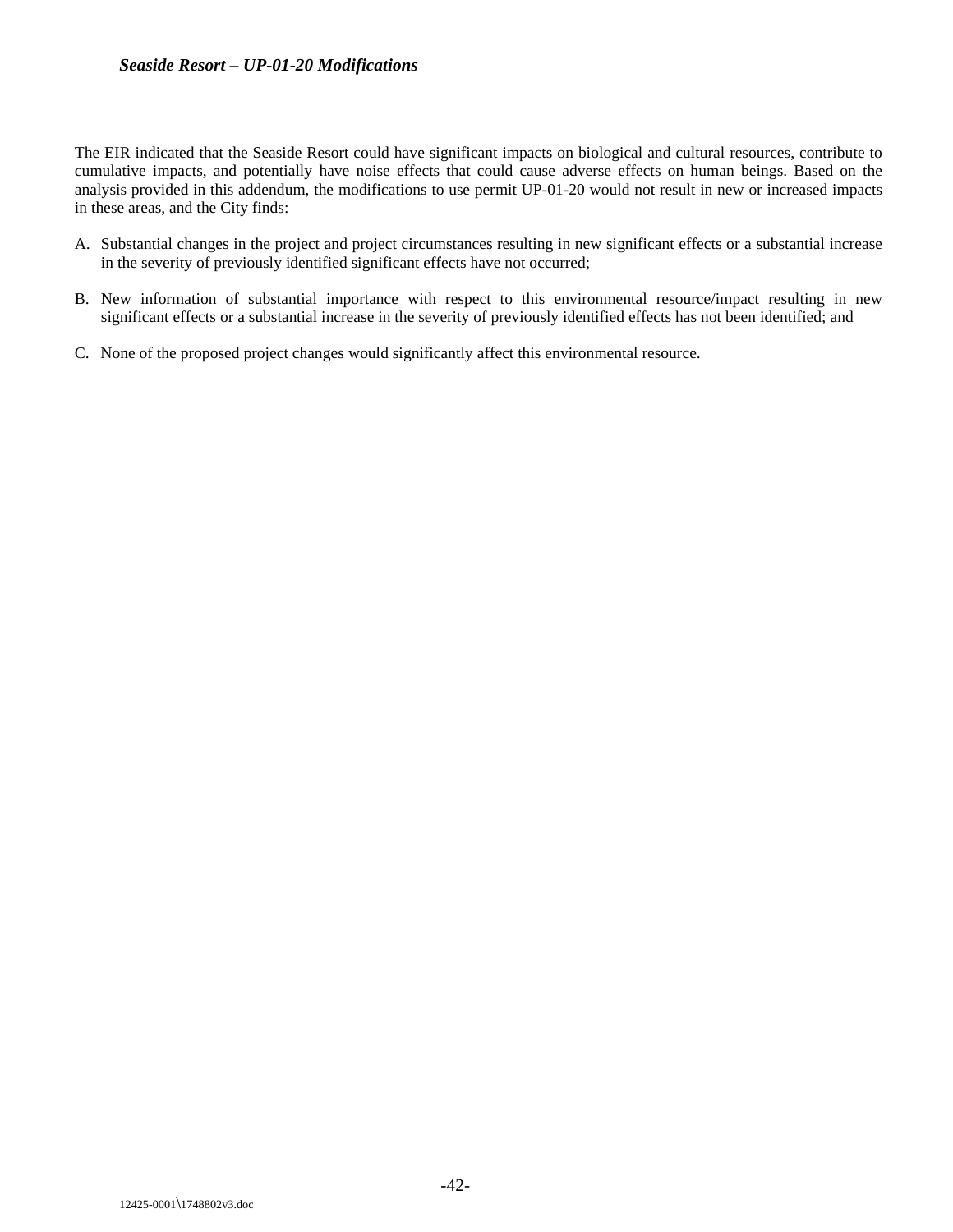The EIR indicated that the Seaside Resort could have significant impacts on biological and cultural resources, contribute to cumulative impacts, and potentially have noise effects that could cause adverse effects on human beings. Based on the analysis provided in this addendum, the modifications to use permit UP-01-20 would not result in new or increased impacts in these areas, and the City finds:

A. Substantial changes in the project and project circumstances resulting in new significant effects or a substantial increase in the severity of previously identified significant effects have not occurred;

B. New information of substantial importance with respect to this environmental resource/impact resulting in new significant effects or a substantial increase in the severity of previously identified effects has not been identified; and

C. None of the proposed project changes would significantly affect this environmental resource.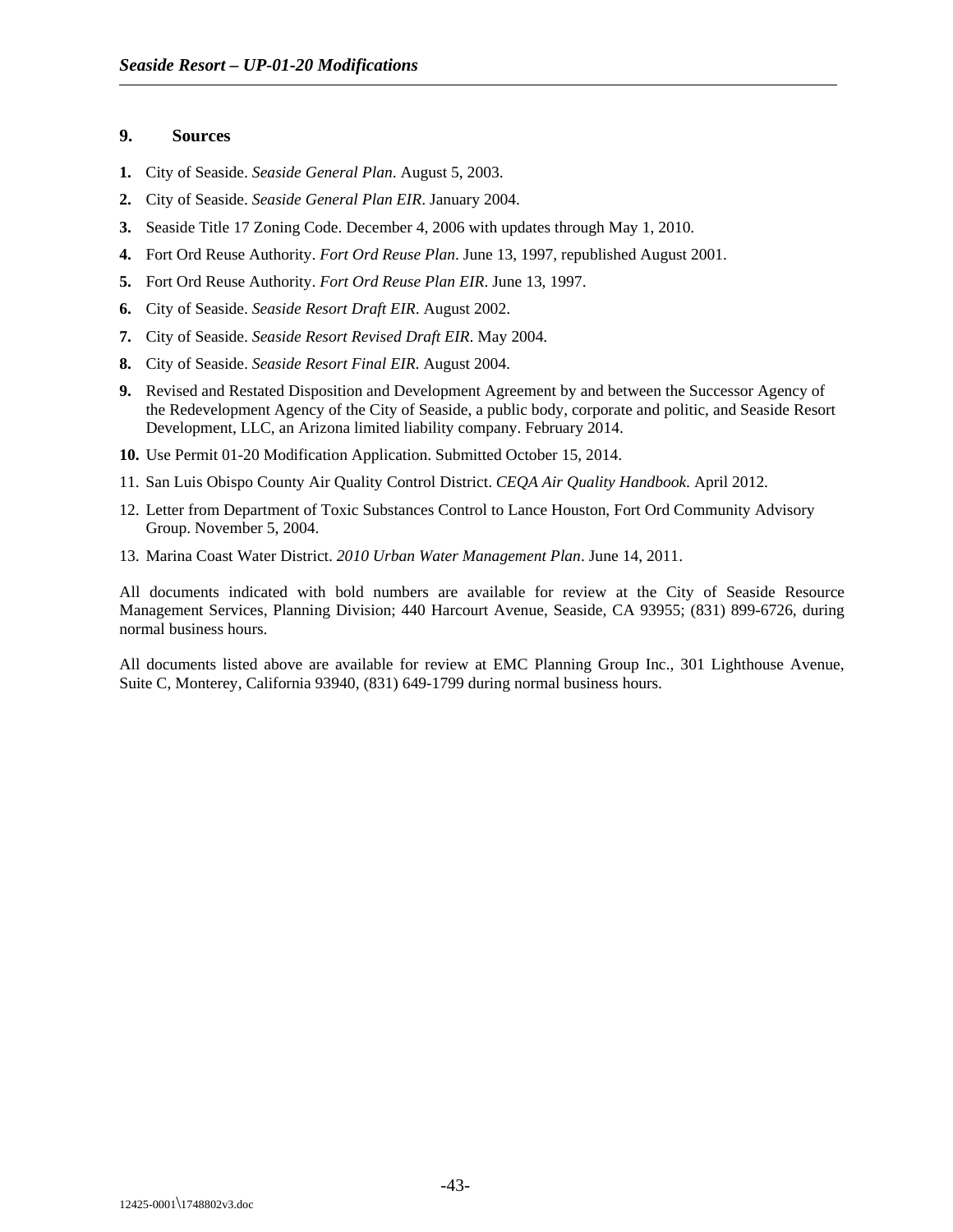## 9. Sources

**1.** City of Seaside. *Seaside General Plan*. August 5, 2003.

**2.** City of Seaside. *Seaside General Plan EIR*. January 2004.

**3.** Seaside Title 17 Zoning Code. December 4, 2006 with updates through May 1, 2010.

**4.** Fort Ord Reuse Authority. *Fort Ord Reuse Plan*. June 13, 1997, republished August 2001.

**5.** Fort Ord Reuse Authority. *Fort Ord Reuse Plan EIR*. June 13, 1997.

**6.** City of Seaside. *Seaside Resort Draft EIR*. August 2002.

**7.** City of Seaside. *Seaside Resort Revised Draft EIR*. May 2004.

**8.** City of Seaside. *Seaside Resort Final EIR*. August 2004.

**9.** Revised and Restated Disposition and Development Agreement by and between the Successor Agency of the Redevelopment Agency of the City of Seaside, a public body, corporate and politic, and Seaside Resort Development, LLC, an Arizona limited liability company. February 2014.

**10.** Use Permit 01-20 Modification Application. Submitted October 15, 2014.

11. San Luis Obispo County Air Quality Control District. *CEQA Air Quality Handbook*. April 2012.

12. Letter from Department of Toxic Substances Control to Lance Houston, Fort Ord Community Advisory Group. November 5, 2004.

13. Marina Coast Water District. *2010 Urban Water Management Plan*. June 14, 2011.

All documents indicated with bold numbers are available for review at the City of Seaside Resource Management Services, Planning Division; 440 Harcourt Avenue, Seaside, CA 93955; (831) 899-6726, during normal business hours.

All documents listed above are available for review at EMC Planning Group Inc., 301 Lighthouse Avenue, Suite C, Monterey, California 93940, (831) 649-1799 during normal business hours.